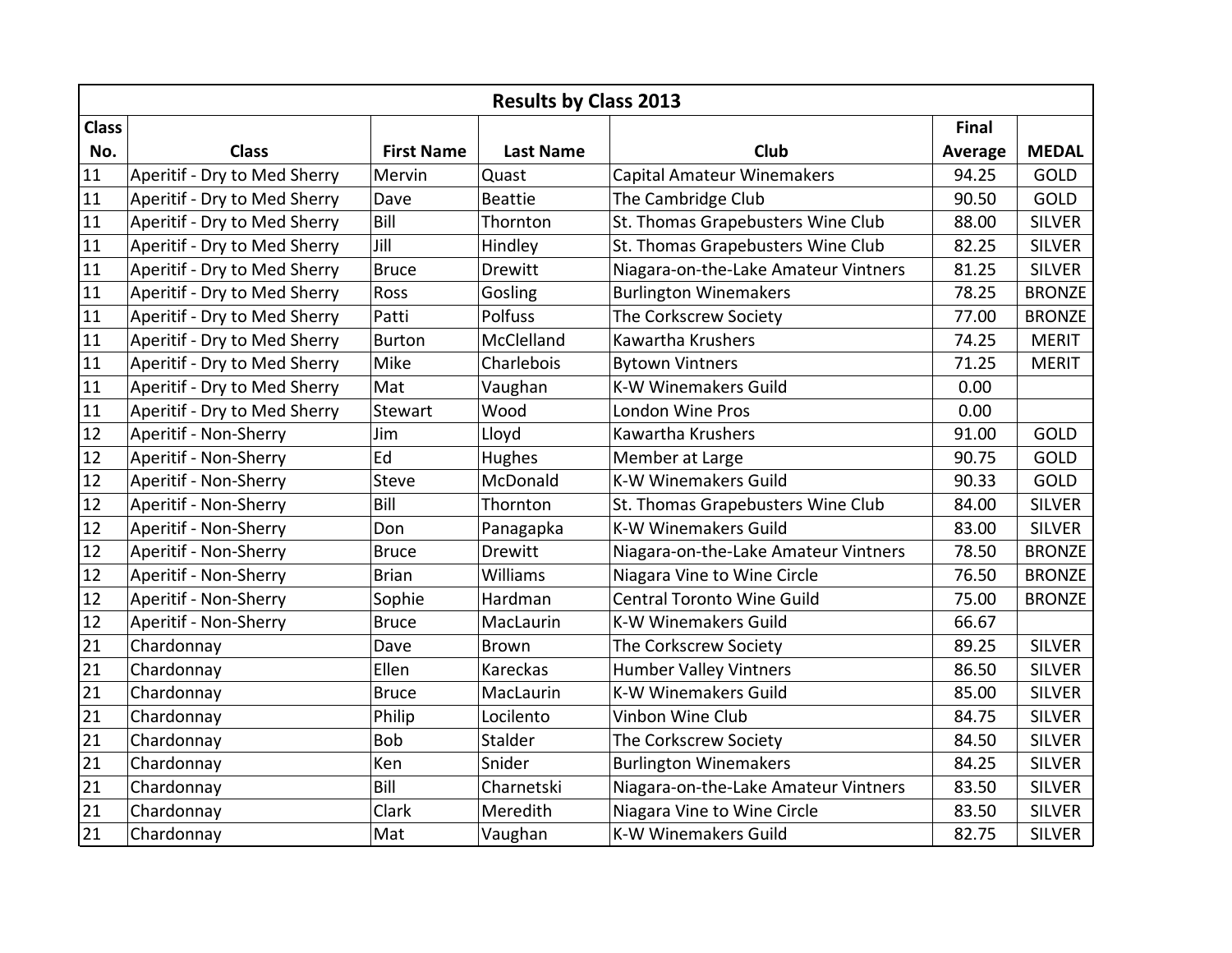| Results by Class 2013 | | | | | | |
|---|---|---|---|---|---|---|
| Class No. | Class | First Name | Last Name | Club | Final Average | MEDAL |
| 11 | Aperitif - Dry to Med Sherry | Mervin | Quast | Capital Amateur Winemakers | 94.25 | GOLD |
| 11 | Aperitif - Dry to Med Sherry | Dave | Beattie | The Cambridge Club | 90.50 | GOLD |
| 11 | Aperitif - Dry to Med Sherry | Bill | Thornton | St. Thomas Grapebusters Wine Club | 88.00 | SILVER |
| 11 | Aperitif - Dry to Med Sherry | Jill | Hindley | St. Thomas Grapebusters Wine Club | 82.25 | SILVER |
| 11 | Aperitif - Dry to Med Sherry | Bruce | Drewitt | Niagara-on-the-Lake Amateur Vintners | 81.25 | SILVER |
| 11 | Aperitif - Dry to Med Sherry | Ross | Gosling | Burlington Winemakers | 78.25 | BRONZE |
| 11 | Aperitif - Dry to Med Sherry | Patti | Polfuss | The Corkscrew Society | 77.00 | BRONZE |
| 11 | Aperitif - Dry to Med Sherry | Burton | McClelland | Kawartha Krushers | 74.25 | MERIT |
| 11 | Aperitif - Dry to Med Sherry | Mike | Charlebois | Bytown Vintners | 71.25 | MERIT |
| 11 | Aperitif - Dry to Med Sherry | Mat | Vaughan | K-W Winemakers Guild | 0.00 | |
| 11 | Aperitif - Dry to Med Sherry | Stewart | Wood | London Wine Pros | 0.00 | |
| 12 | Aperitif - Non-Sherry | Jim | Lloyd | Kawartha Krushers | 91.00 | GOLD |
| 12 | Aperitif - Non-Sherry | Ed | Hughes | Member at Large | 90.75 | GOLD |
| 12 | Aperitif - Non-Sherry | Steve | McDonald | K-W Winemakers Guild | 90.33 | GOLD |
| 12 | Aperitif - Non-Sherry | Bill | Thornton | St. Thomas Grapebusters Wine Club | 84.00 | SILVER |
| 12 | Aperitif - Non-Sherry | Don | Panagapka | K-W Winemakers Guild | 83.00 | SILVER |
| 12 | Aperitif - Non-Sherry | Bruce | Drewitt | Niagara-on-the-Lake Amateur Vintners | 78.50 | BRONZE |
| 12 | Aperitif - Non-Sherry | Brian | Williams | Niagara Vine to Wine Circle | 76.50 | BRONZE |
| 12 | Aperitif - Non-Sherry | Sophie | Hardman | Central Toronto Wine Guild | 75.00 | BRONZE |
| 12 | Aperitif - Non-Sherry | Bruce | MacLaurin | K-W Winemakers Guild | 66.67 | |
| 21 | Chardonnay | Dave | Brown | The Corkscrew Society | 89.25 | SILVER |
| 21 | Chardonnay | Ellen | Kareckas | Humber Valley Vintners | 86.50 | SILVER |
| 21 | Chardonnay | Bruce | MacLaurin | K-W Winemakers Guild | 85.00 | SILVER |
| 21 | Chardonnay | Philip | Locilento | Vinbon Wine Club | 84.75 | SILVER |
| 21 | Chardonnay | Bob | Stalder | The Corkscrew Society | 84.50 | SILVER |
| 21 | Chardonnay | Ken | Snider | Burlington Winemakers | 84.25 | SILVER |
| 21 | Chardonnay | Bill | Charnetski | Niagara-on-the-Lake Amateur Vintners | 83.50 | SILVER |
| 21 | Chardonnay | Clark | Meredith | Niagara Vine to Wine Circle | 83.50 | SILVER |
| 21 | Chardonnay | Mat | Vaughan | K-W Winemakers Guild | 82.75 | SILVER |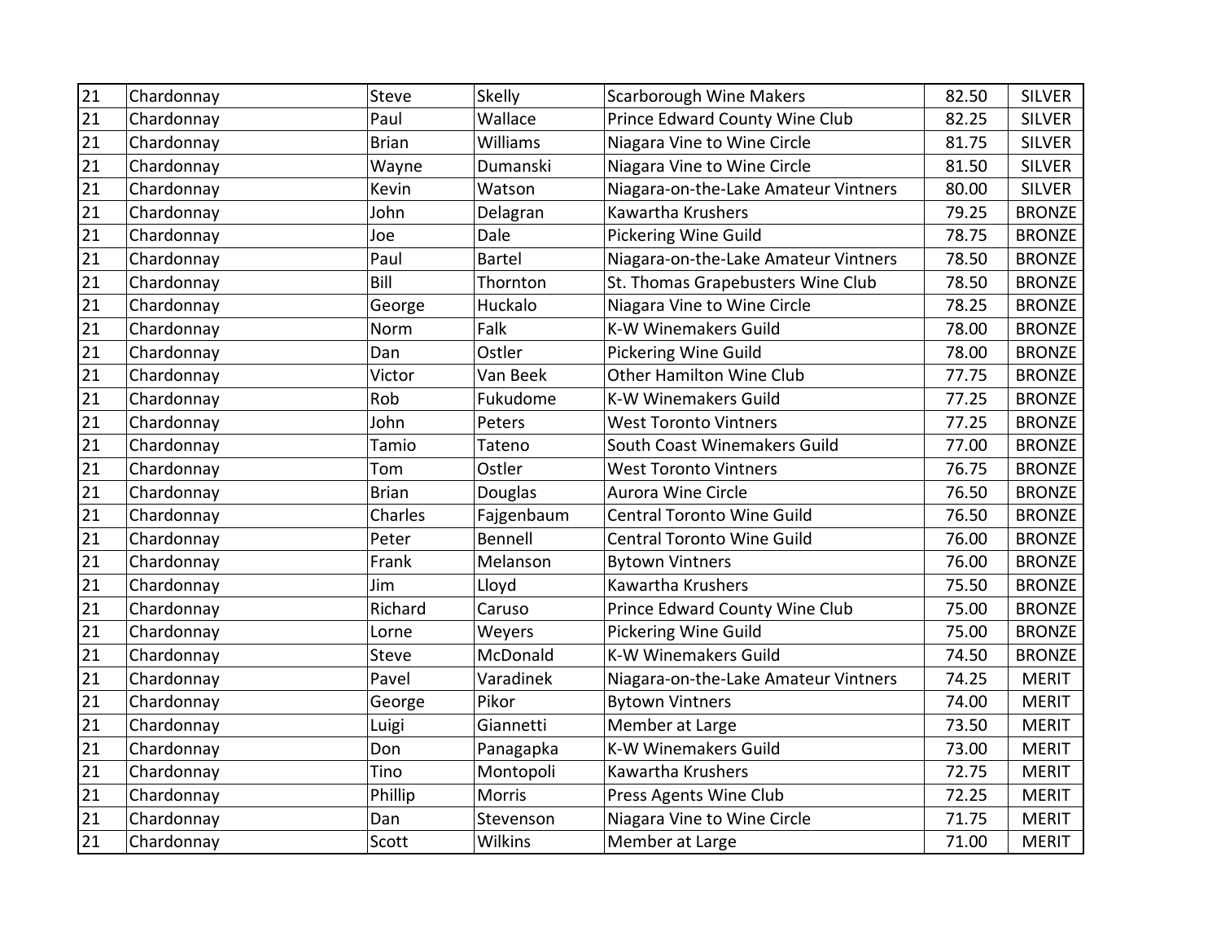| 21 | Chardonnay | Steve | Skelly | Scarborough Wine Makers | 82.50 | SILVER |
|---|---|---|---|---|---|---|
| 21 | Chardonnay | Paul | Wallace | Prince Edward County Wine Club | 82.25 | SILVER |
| 21 | Chardonnay | Brian | Williams | Niagara Vine to Wine Circle | 81.75 | SILVER |
| 21 | Chardonnay | Wayne | Dumanski | Niagara Vine to Wine Circle | 81.50 | SILVER |
| 21 | Chardonnay | Kevin | Watson | Niagara-on-the-Lake Amateur Vintners | 80.00 | SILVER |
| 21 | Chardonnay | John | Delagran | Kawartha Krushers | 79.25 | BRONZE |
| 21 | Chardonnay | Joe | Dale | Pickering Wine Guild | 78.75 | BRONZE |
| 21 | Chardonnay | Paul | Bartel | Niagara-on-the-Lake Amateur Vintners | 78.50 | BRONZE |
| 21 | Chardonnay | Bill | Thornton | St. Thomas Grapebusters Wine Club | 78.50 | BRONZE |
| 21 | Chardonnay | George | Huckalo | Niagara Vine to Wine Circle | 78.25 | BRONZE |
| 21 | Chardonnay | Norm | Falk | K-W Winemakers Guild | 78.00 | BRONZE |
| 21 | Chardonnay | Dan | Ostler | Pickering Wine Guild | 78.00 | BRONZE |
| 21 | Chardonnay | Victor | Van Beek | Other Hamilton Wine Club | 77.75 | BRONZE |
| 21 | Chardonnay | Rob | Fukudome | K-W Winemakers Guild | 77.25 | BRONZE |
| 21 | Chardonnay | John | Peters | West Toronto Vintners | 77.25 | BRONZE |
| 21 | Chardonnay | Tamio | Tateno | South Coast Winemakers Guild | 77.00 | BRONZE |
| 21 | Chardonnay | Tom | Ostler | West Toronto Vintners | 76.75 | BRONZE |
| 21 | Chardonnay | Brian | Douglas | Aurora Wine Circle | 76.50 | BRONZE |
| 21 | Chardonnay | Charles | Fajgenbaum | Central Toronto Wine Guild | 76.50 | BRONZE |
| 21 | Chardonnay | Peter | Bennell | Central Toronto Wine Guild | 76.00 | BRONZE |
| 21 | Chardonnay | Frank | Melanson | Bytown Vintners | 76.00 | BRONZE |
| 21 | Chardonnay | Jim | Lloyd | Kawartha Krushers | 75.50 | BRONZE |
| 21 | Chardonnay | Richard | Caruso | Prince Edward County Wine Club | 75.00 | BRONZE |
| 21 | Chardonnay | Lorne | Weyers | Pickering Wine Guild | 75.00 | BRONZE |
| 21 | Chardonnay | Steve | McDonald | K-W Winemakers Guild | 74.50 | BRONZE |
| 21 | Chardonnay | Pavel | Varadinek | Niagara-on-the-Lake Amateur Vintners | 74.25 | MERIT |
| 21 | Chardonnay | George | Pikor | Bytown Vintners | 74.00 | MERIT |
| 21 | Chardonnay | Luigi | Giannetti | Member at Large | 73.50 | MERIT |
| 21 | Chardonnay | Don | Panagapka | K-W Winemakers Guild | 73.00 | MERIT |
| 21 | Chardonnay | Tino | Montopoli | Kawartha Krushers | 72.75 | MERIT |
| 21 | Chardonnay | Phillip | Morris | Press Agents Wine Club | 72.25 | MERIT |
| 21 | Chardonnay | Dan | Stevenson | Niagara Vine to Wine Circle | 71.75 | MERIT |
| 21 | Chardonnay | Scott | Wilkins | Member at Large | 71.00 | MERIT |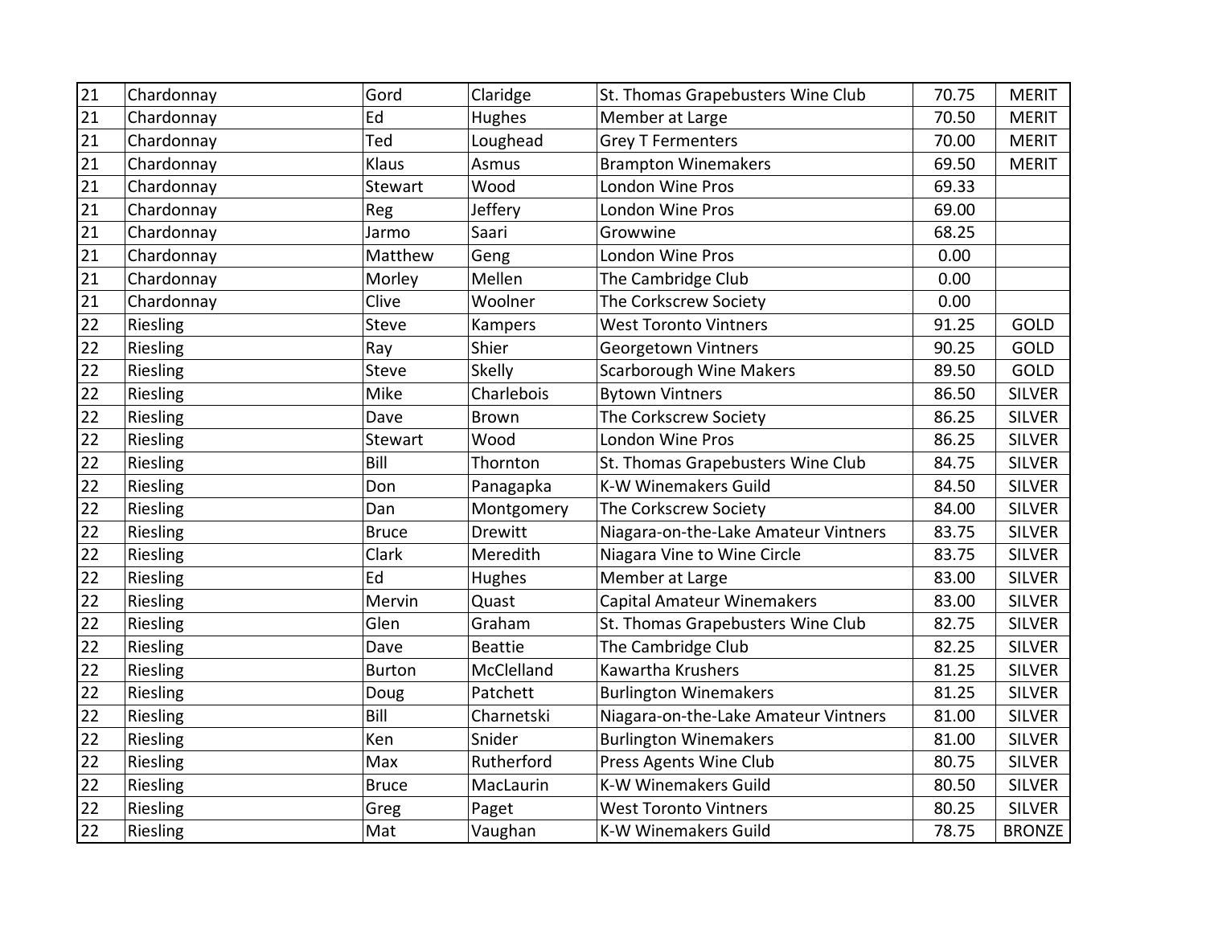| 21 | Chardonnay | Gord | Claridge | St. Thomas Grapebusters Wine Club | 70.75 | MERIT |
|---|---|---|---|---|---|---|
| 21 | Chardonnay | Ed | Hughes | Member at Large | 70.50 | MERIT |
| 21 | Chardonnay | Ted | Loughead | Grey T Fermenters | 70.00 | MERIT |
| 21 | Chardonnay | Klaus | Asmus | Brampton Winemakers | 69.50 | MERIT |
| 21 | Chardonnay | Stewart | Wood | London Wine Pros | 69.33 | |
| 21 | Chardonnay | Reg | Jeffery | London Wine Pros | 69.00 | |
| 21 | Chardonnay | Jarmo | Saari | Growwine | 68.25 | |
| 21 | Chardonnay | Matthew | Geng | London Wine Pros | 0.00 | |
| 21 | Chardonnay | Morley | Mellen | The Cambridge Club | 0.00 | |
| 21 | Chardonnay | Clive | Woolner | The Corkscrew Society | 0.00 | |
| 22 | Riesling | Steve | Kampers | West Toronto Vintners | 91.25 | GOLD |
| 22 | Riesling | Ray | Shier | Georgetown Vintners | 90.25 | GOLD |
| 22 | Riesling | Steve | Skelly | Scarborough Wine Makers | 89.50 | GOLD |
| 22 | Riesling | Mike | Charlebois | Bytown Vintners | 86.50 | SILVER |
| 22 | Riesling | Dave | Brown | The Corkscrew Society | 86.25 | SILVER |
| 22 | Riesling | Stewart | Wood | London Wine Pros | 86.25 | SILVER |
| 22 | Riesling | Bill | Thornton | St. Thomas Grapebusters Wine Club | 84.75 | SILVER |
| 22 | Riesling | Don | Panagapka | K-W Winemakers Guild | 84.50 | SILVER |
| 22 | Riesling | Dan | Montgomery | The Corkscrew Society | 84.00 | SILVER |
| 22 | Riesling | Bruce | Drewitt | Niagara-on-the-Lake Amateur Vintners | 83.75 | SILVER |
| 22 | Riesling | Clark | Meredith | Niagara Vine to Wine Circle | 83.75 | SILVER |
| 22 | Riesling | Ed | Hughes | Member at Large | 83.00 | SILVER |
| 22 | Riesling | Mervin | Quast | Capital Amateur Winemakers | 83.00 | SILVER |
| 22 | Riesling | Glen | Graham | St. Thomas Grapebusters Wine Club | 82.75 | SILVER |
| 22 | Riesling | Dave | Beattie | The Cambridge Club | 82.25 | SILVER |
| 22 | Riesling | Burton | McClelland | Kawartha Krushers | 81.25 | SILVER |
| 22 | Riesling | Doug | Patchett | Burlington Winemakers | 81.25 | SILVER |
| 22 | Riesling | Bill | Charnetski | Niagara-on-the-Lake Amateur Vintners | 81.00 | SILVER |
| 22 | Riesling | Ken | Snider | Burlington Winemakers | 81.00 | SILVER |
| 22 | Riesling | Max | Rutherford | Press Agents Wine Club | 80.75 | SILVER |
| 22 | Riesling | Bruce | MacLaurin | K-W Winemakers Guild | 80.50 | SILVER |
| 22 | Riesling | Greg | Paget | West Toronto Vintners | 80.25 | SILVER |
| 22 | Riesling | Mat | Vaughan | K-W Winemakers Guild | 78.75 | BRONZE |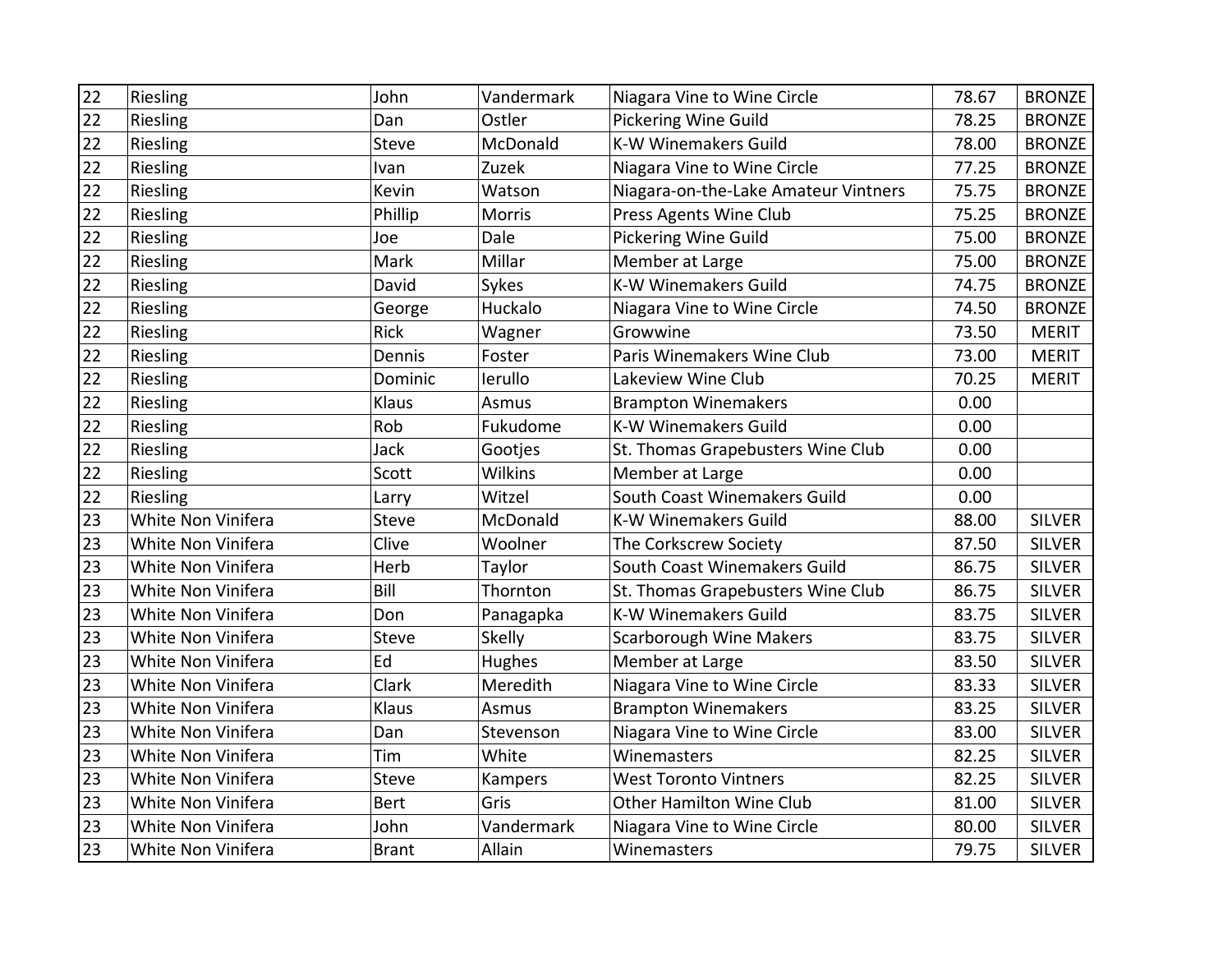| 22 | Riesling | John | Vandermark | Niagara Vine to Wine Circle | 78.67 | BRONZE |
|---|---|---|---|---|---|---|
| 22 | Riesling | Dan | Ostler | Pickering Wine Guild | 78.25 | BRONZE |
| 22 | Riesling | Steve | McDonald | K-W Winemakers Guild | 78.00 | BRONZE |
| 22 | Riesling | Ivan | Zuzek | Niagara Vine to Wine Circle | 77.25 | BRONZE |
| 22 | Riesling | Kevin | Watson | Niagara-on-the-Lake Amateur Vintners | 75.75 | BRONZE |
| 22 | Riesling | Phillip | Morris | Press Agents Wine Club | 75.25 | BRONZE |
| 22 | Riesling | Joe | Dale | Pickering Wine Guild | 75.00 | BRONZE |
| 22 | Riesling | Mark | Millar | Member at Large | 75.00 | BRONZE |
| 22 | Riesling | David | Sykes | K-W Winemakers Guild | 74.75 | BRONZE |
| 22 | Riesling | George | Huckalo | Niagara Vine to Wine Circle | 74.50 | BRONZE |
| 22 | Riesling | Rick | Wagner | Growwine | 73.50 | MERIT |
| 22 | Riesling | Dennis | Foster | Paris Winemakers Wine Club | 73.00 | MERIT |
| 22 | Riesling | Dominic | Ierullo | Lakeview Wine Club | 70.25 | MERIT |
| 22 | Riesling | Klaus | Asmus | Brampton Winemakers | 0.00 | |
| 22 | Riesling | Rob | Fukudome | K-W Winemakers Guild | 0.00 | |
| 22 | Riesling | Jack | Gootjes | St. Thomas Grapebusters Wine Club | 0.00 | |
| 22 | Riesling | Scott | Wilkins | Member at Large | 0.00 | |
| 22 | Riesling | Larry | Witzel | South Coast Winemakers Guild | 0.00 | |
| 23 | White Non Vinifera | Steve | McDonald | K-W Winemakers Guild | 88.00 | SILVER |
| 23 | White Non Vinifera | Clive | Woolner | The Corkscrew Society | 87.50 | SILVER |
| 23 | White Non Vinifera | Herb | Taylor | South Coast Winemakers Guild | 86.75 | SILVER |
| 23 | White Non Vinifera | Bill | Thornton | St. Thomas Grapebusters Wine Club | 86.75 | SILVER |
| 23 | White Non Vinifera | Don | Panagapka | K-W Winemakers Guild | 83.75 | SILVER |
| 23 | White Non Vinifera | Steve | Skelly | Scarborough Wine Makers | 83.75 | SILVER |
| 23 | White Non Vinifera | Ed | Hughes | Member at Large | 83.50 | SILVER |
| 23 | White Non Vinifera | Clark | Meredith | Niagara Vine to Wine Circle | 83.33 | SILVER |
| 23 | White Non Vinifera | Klaus | Asmus | Brampton Winemakers | 83.25 | SILVER |
| 23 | White Non Vinifera | Dan | Stevenson | Niagara Vine to Wine Circle | 83.00 | SILVER |
| 23 | White Non Vinifera | Tim | White | Winemasters | 82.25 | SILVER |
| 23 | White Non Vinifera | Steve | Kampers | West Toronto Vintners | 82.25 | SILVER |
| 23 | White Non Vinifera | Bert | Gris | Other Hamilton Wine Club | 81.00 | SILVER |
| 23 | White Non Vinifera | John | Vandermark | Niagara Vine to Wine Circle | 80.00 | SILVER |
| 23 | White Non Vinifera | Brant | Allain | Winemasters | 79.75 | SILVER |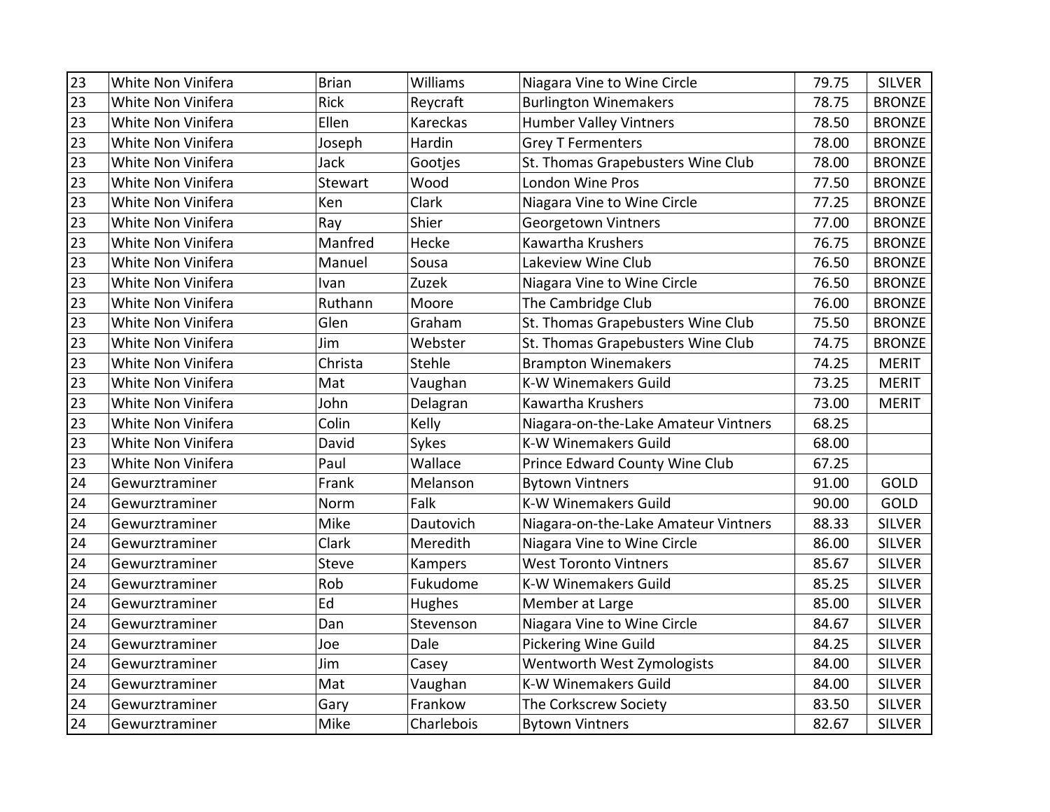| | | | | | | |
|---|---|---|---|---|---|---|
| 23 | White Non Vinifera | Brian | Williams | Niagara Vine to Wine Circle | 79.75 | SILVER |
| 23 | White Non Vinifera | Rick | Reycraft | Burlington Winemakers | 78.75 | BRONZE |
| 23 | White Non Vinifera | Ellen | Kareckas | Humber Valley Vintners | 78.50 | BRONZE |
| 23 | White Non Vinifera | Joseph | Hardin | Grey T Fermenters | 78.00 | BRONZE |
| 23 | White Non Vinifera | Jack | Gootjes | St. Thomas Grapebusters Wine Club | 78.00 | BRONZE |
| 23 | White Non Vinifera | Stewart | Wood | London Wine Pros | 77.50 | BRONZE |
| 23 | White Non Vinifera | Ken | Clark | Niagara Vine to Wine Circle | 77.25 | BRONZE |
| 23 | White Non Vinifera | Ray | Shier | Georgetown Vintners | 77.00 | BRONZE |
| 23 | White Non Vinifera | Manfred | Hecke | Kawartha Krushers | 76.75 | BRONZE |
| 23 | White Non Vinifera | Manuel | Sousa | Lakeview Wine Club | 76.50 | BRONZE |
| 23 | White Non Vinifera | Ivan | Zuzek | Niagara Vine to Wine Circle | 76.50 | BRONZE |
| 23 | White Non Vinifera | Ruthann | Moore | The Cambridge Club | 76.00 | BRONZE |
| 23 | White Non Vinifera | Glen | Graham | St. Thomas Grapebusters Wine Club | 75.50 | BRONZE |
| 23 | White Non Vinifera | Jim | Webster | St. Thomas Grapebusters Wine Club | 74.75 | BRONZE |
| 23 | White Non Vinifera | Christa | Stehle | Brampton Winemakers | 74.25 | MERIT |
| 23 | White Non Vinifera | Mat | Vaughan | K-W Winemakers Guild | 73.25 | MERIT |
| 23 | White Non Vinifera | John | Delagran | Kawartha Krushers | 73.00 | MERIT |
| 23 | White Non Vinifera | Colin | Kelly | Niagara-on-the-Lake Amateur Vintners | 68.25 | |
| 23 | White Non Vinifera | David | Sykes | K-W Winemakers Guild | 68.00 | |
| 23 | White Non Vinifera | Paul | Wallace | Prince Edward County Wine Club | 67.25 | |
| 24 | Gewurztraminer | Frank | Melanson | Bytown Vintners | 91.00 | GOLD |
| 24 | Gewurztraminer | Norm | Falk | K-W Winemakers Guild | 90.00 | GOLD |
| 24 | Gewurztraminer | Mike | Dautovich | Niagara-on-the-Lake Amateur Vintners | 88.33 | SILVER |
| 24 | Gewurztraminer | Clark | Meredith | Niagara Vine to Wine Circle | 86.00 | SILVER |
| 24 | Gewurztraminer | Steve | Kampers | West Toronto Vintners | 85.67 | SILVER |
| 24 | Gewurztraminer | Rob | Fukudome | K-W Winemakers Guild | 85.25 | SILVER |
| 24 | Gewurztraminer | Ed | Hughes | Member at Large | 85.00 | SILVER |
| 24 | Gewurztraminer | Dan | Stevenson | Niagara Vine to Wine Circle | 84.67 | SILVER |
| 24 | Gewurztraminer | Joe | Dale | Pickering Wine Guild | 84.25 | SILVER |
| 24 | Gewurztraminer | Jim | Casey | Wentworth West Zymologists | 84.00 | SILVER |
| 24 | Gewurztraminer | Mat | Vaughan | K-W Winemakers Guild | 84.00 | SILVER |
| 24 | Gewurztraminer | Gary | Frankow | The Corkscrew Society | 83.50 | SILVER |
| 24 | Gewurztraminer | Mike | Charlebois | Bytown Vintners | 82.67 | SILVER |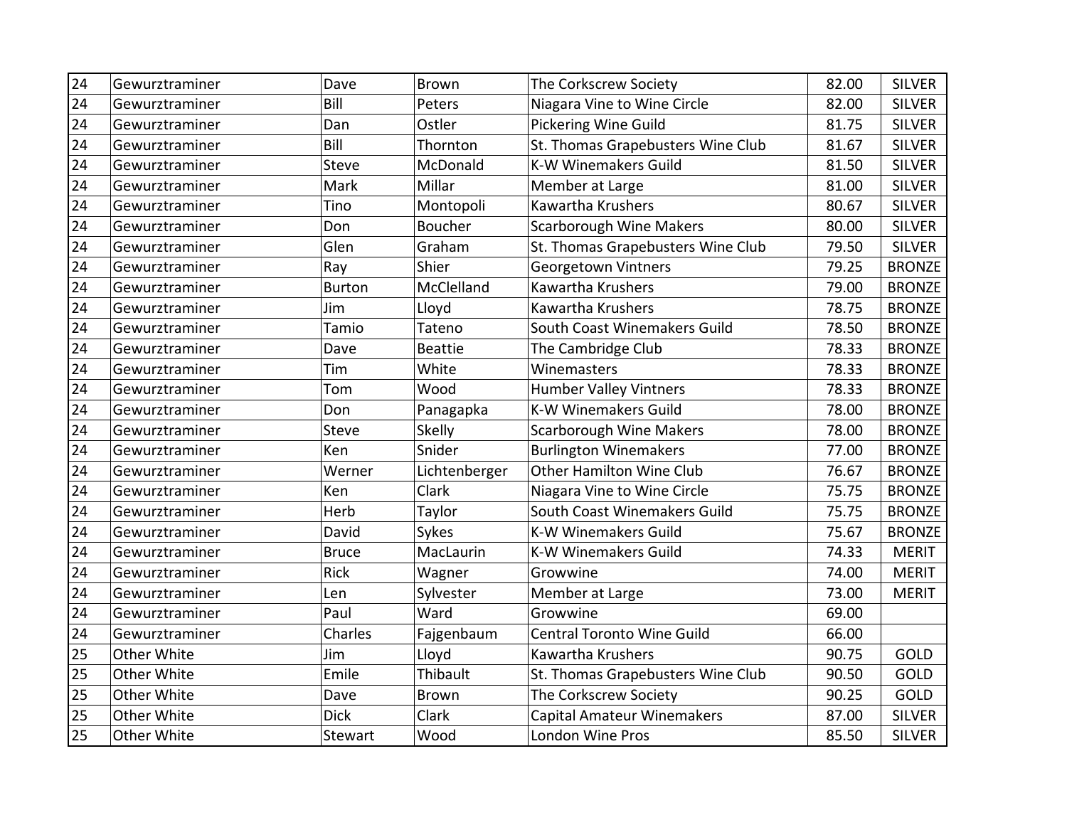| | | | | | | |
|---|---|---|---|---|---|---|
| 24 | Gewurztraminer | Dave | Brown | The Corkscrew Society | 82.00 | SILVER |
| 24 | Gewurztraminer | Bill | Peters | Niagara Vine to Wine Circle | 82.00 | SILVER |
| 24 | Gewurztraminer | Dan | Ostler | Pickering Wine Guild | 81.75 | SILVER |
| 24 | Gewurztraminer | Bill | Thornton | St. Thomas Grapebusters Wine Club | 81.67 | SILVER |
| 24 | Gewurztraminer | Steve | McDonald | K-W Winemakers Guild | 81.50 | SILVER |
| 24 | Gewurztraminer | Mark | Millar | Member at Large | 81.00 | SILVER |
| 24 | Gewurztraminer | Tino | Montopoli | Kawartha Krushers | 80.67 | SILVER |
| 24 | Gewurztraminer | Don | Boucher | Scarborough Wine Makers | 80.00 | SILVER |
| 24 | Gewurztraminer | Glen | Graham | St. Thomas Grapebusters Wine Club | 79.50 | SILVER |
| 24 | Gewurztraminer | Ray | Shier | Georgetown Vintners | 79.25 | BRONZE |
| 24 | Gewurztraminer | Burton | McClelland | Kawartha Krushers | 79.00 | BRONZE |
| 24 | Gewurztraminer | Jim | Lloyd | Kawartha Krushers | 78.75 | BRONZE |
| 24 | Gewurztraminer | Tamio | Tateno | South Coast Winemakers Guild | 78.50 | BRONZE |
| 24 | Gewurztraminer | Dave | Beattie | The Cambridge Club | 78.33 | BRONZE |
| 24 | Gewurztraminer | Tim | White | Winemasters | 78.33 | BRONZE |
| 24 | Gewurztraminer | Tom | Wood | Humber Valley Vintners | 78.33 | BRONZE |
| 24 | Gewurztraminer | Don | Panagapka | K-W Winemakers Guild | 78.00 | BRONZE |
| 24 | Gewurztraminer | Steve | Skelly | Scarborough Wine Makers | 78.00 | BRONZE |
| 24 | Gewurztraminer | Ken | Snider | Burlington Winemakers | 77.00 | BRONZE |
| 24 | Gewurztraminer | Werner | Lichtenberger | Other Hamilton Wine Club | 76.67 | BRONZE |
| 24 | Gewurztraminer | Ken | Clark | Niagara Vine to Wine Circle | 75.75 | BRONZE |
| 24 | Gewurztraminer | Herb | Taylor | South Coast Winemakers Guild | 75.75 | BRONZE |
| 24 | Gewurztraminer | David | Sykes | K-W Winemakers Guild | 75.67 | BRONZE |
| 24 | Gewurztraminer | Bruce | MacLaurin | K-W Winemakers Guild | 74.33 | MERIT |
| 24 | Gewurztraminer | Rick | Wagner | Growwine | 74.00 | MERIT |
| 24 | Gewurztraminer | Len | Sylvester | Member at Large | 73.00 | MERIT |
| 24 | Gewurztraminer | Paul | Ward | Growwine | 69.00 | |
| 24 | Gewurztraminer | Charles | Fajgenbaum | Central Toronto Wine Guild | 66.00 | |
| 25 | Other White | Jim | Lloyd | Kawartha Krushers | 90.75 | GOLD |
| 25 | Other White | Emile | Thibault | St. Thomas Grapebusters Wine Club | 90.50 | GOLD |
| 25 | Other White | Dave | Brown | The Corkscrew Society | 90.25 | GOLD |
| 25 | Other White | Dick | Clark | Capital Amateur Winemakers | 87.00 | SILVER |
| 25 | Other White | Stewart | Wood | London Wine Pros | 85.50 | SILVER |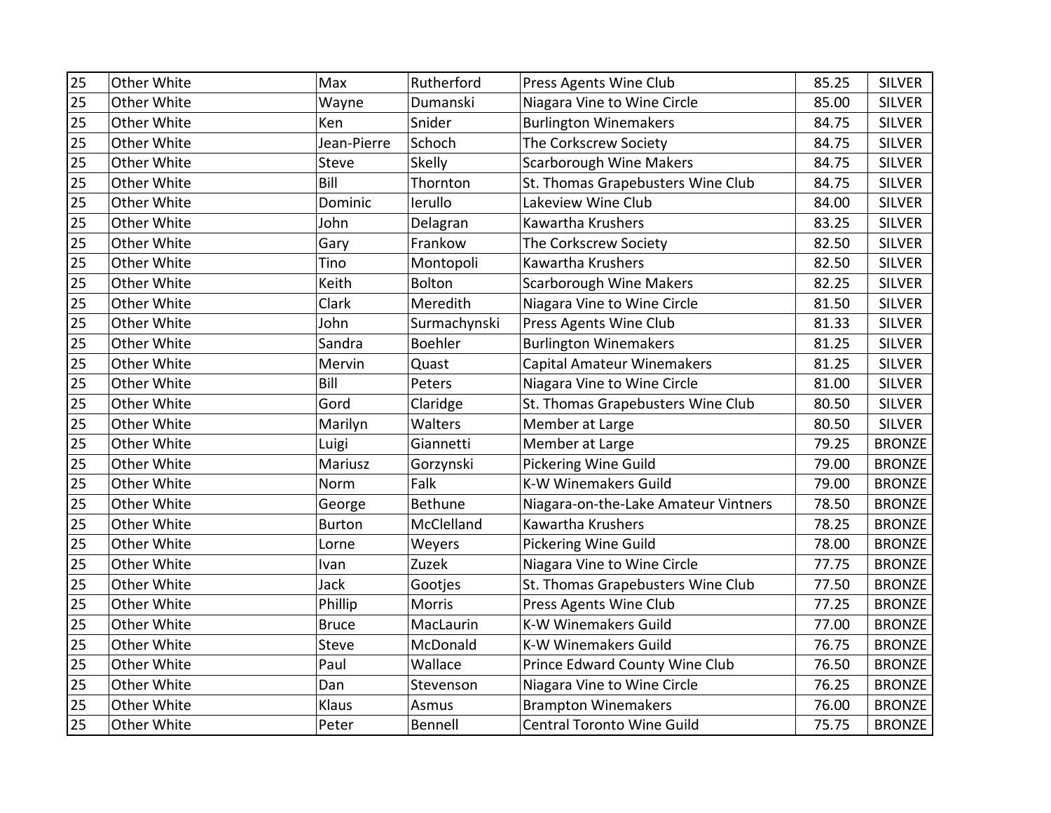| 25 | Other White | Max | Rutherford | Press Agents Wine Club | 85.25 | SILVER |
|---|---|---|---|---|---|---|
| 25 | Other White | Wayne | Dumanski | Niagara Vine to Wine Circle | 85.00 | SILVER |
| 25 | Other White | Ken | Snider | Burlington Winemakers | 84.75 | SILVER |
| 25 | Other White | Jean-Pierre | Schoch | The Corkscrew Society | 84.75 | SILVER |
| 25 | Other White | Steve | Skelly | Scarborough Wine Makers | 84.75 | SILVER |
| 25 | Other White | Bill | Thornton | St. Thomas Grapebusters Wine Club | 84.75 | SILVER |
| 25 | Other White | Dominic | Ierullo | Lakeview Wine Club | 84.00 | SILVER |
| 25 | Other White | John | Delagran | Kawartha Krushers | 83.25 | SILVER |
| 25 | Other White | Gary | Frankow | The Corkscrew Society | 82.50 | SILVER |
| 25 | Other White | Tino | Montopoli | Kawartha Krushers | 82.50 | SILVER |
| 25 | Other White | Keith | Bolton | Scarborough Wine Makers | 82.25 | SILVER |
| 25 | Other White | Clark | Meredith | Niagara Vine to Wine Circle | 81.50 | SILVER |
| 25 | Other White | John | Surmachynski | Press Agents Wine Club | 81.33 | SILVER |
| 25 | Other White | Sandra | Boehler | Burlington Winemakers | 81.25 | SILVER |
| 25 | Other White | Mervin | Quast | Capital Amateur Winemakers | 81.25 | SILVER |
| 25 | Other White | Bill | Peters | Niagara Vine to Wine Circle | 81.00 | SILVER |
| 25 | Other White | Gord | Claridge | St. Thomas Grapebusters Wine Club | 80.50 | SILVER |
| 25 | Other White | Marilyn | Walters | Member at Large | 80.50 | SILVER |
| 25 | Other White | Luigi | Giannetti | Member at Large | 79.25 | BRONZE |
| 25 | Other White | Mariusz | Gorzynski | Pickering Wine Guild | 79.00 | BRONZE |
| 25 | Other White | Norm | Falk | K-W Winemakers Guild | 79.00 | BRONZE |
| 25 | Other White | George | Bethune | Niagara-on-the-Lake Amateur Vintners | 78.50 | BRONZE |
| 25 | Other White | Burton | McClelland | Kawartha Krushers | 78.25 | BRONZE |
| 25 | Other White | Lorne | Weyers | Pickering Wine Guild | 78.00 | BRONZE |
| 25 | Other White | Ivan | Zuzek | Niagara Vine to Wine Circle | 77.75 | BRONZE |
| 25 | Other White | Jack | Gootjes | St. Thomas Grapebusters Wine Club | 77.50 | BRONZE |
| 25 | Other White | Phillip | Morris | Press Agents Wine Club | 77.25 | BRONZE |
| 25 | Other White | Bruce | MacLaurin | K-W Winemakers Guild | 77.00 | BRONZE |
| 25 | Other White | Steve | McDonald | K-W Winemakers Guild | 76.75 | BRONZE |
| 25 | Other White | Paul | Wallace | Prince Edward County Wine Club | 76.50 | BRONZE |
| 25 | Other White | Dan | Stevenson | Niagara Vine to Wine Circle | 76.25 | BRONZE |
| 25 | Other White | Klaus | Asmus | Brampton Winemakers | 76.00 | BRONZE |
| 25 | Other White | Peter | Bennell | Central Toronto Wine Guild | 75.75 | BRONZE |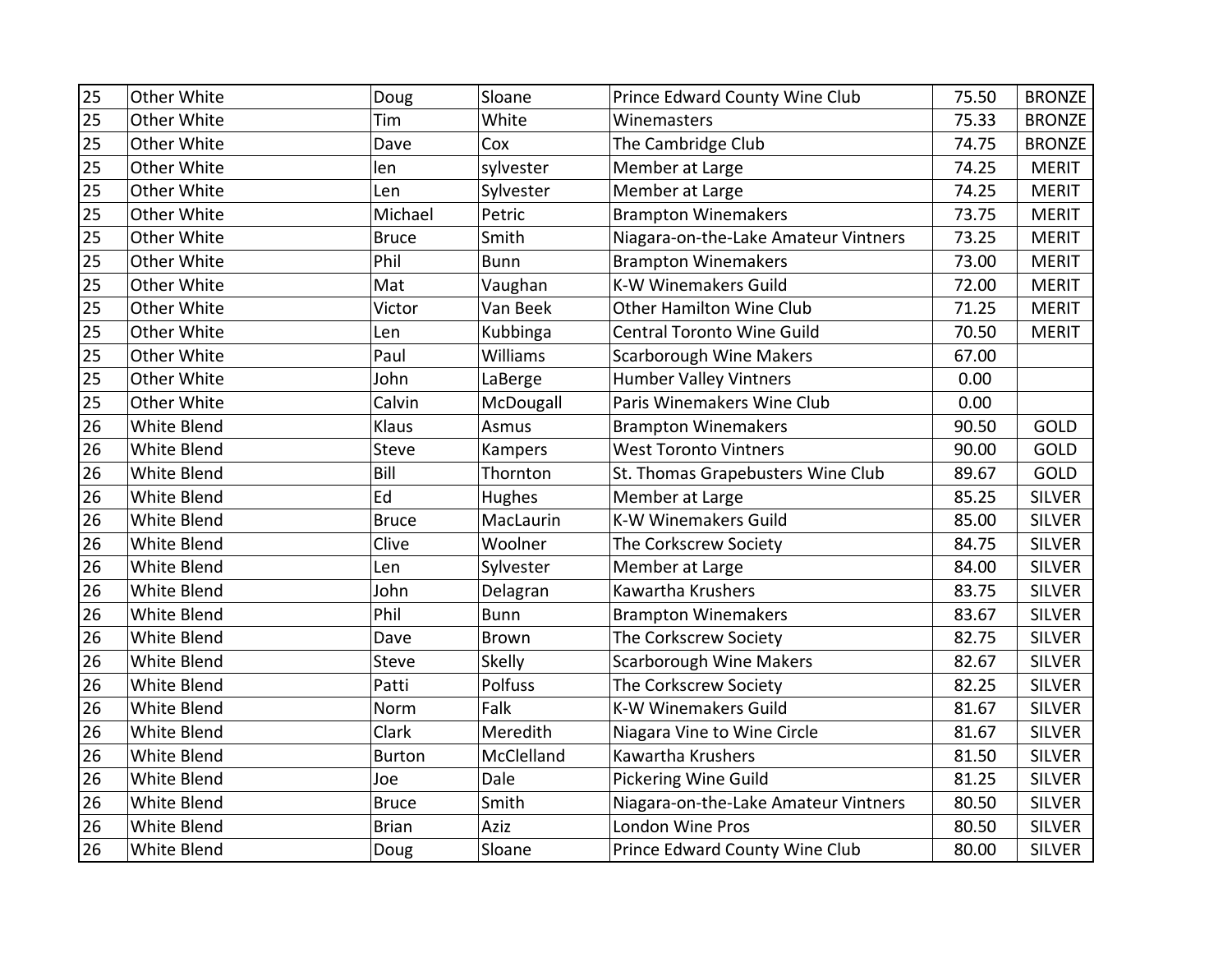| | | | | | | |
|---|---|---|---|---|---|---|
| 25 | Other White | Doug | Sloane | Prince Edward County Wine Club | 75.50 | BRONZE |
| 25 | Other White | Tim | White | Winemasters | 75.33 | BRONZE |
| 25 | Other White | Dave | Cox | The Cambridge Club | 74.75 | BRONZE |
| 25 | Other White | len | sylvester | Member at Large | 74.25 | MERIT |
| 25 | Other White | Len | Sylvester | Member at Large | 74.25 | MERIT |
| 25 | Other White | Michael | Petric | Brampton Winemakers | 73.75 | MERIT |
| 25 | Other White | Bruce | Smith | Niagara-on-the-Lake Amateur Vintners | 73.25 | MERIT |
| 25 | Other White | Phil | Bunn | Brampton Winemakers | 73.00 | MERIT |
| 25 | Other White | Mat | Vaughan | K-W Winemakers Guild | 72.00 | MERIT |
| 25 | Other White | Victor | Van Beek | Other Hamilton Wine Club | 71.25 | MERIT |
| 25 | Other White | Len | Kubbinga | Central Toronto Wine Guild | 70.50 | MERIT |
| 25 | Other White | Paul | Williams | Scarborough Wine Makers | 67.00 | |
| 25 | Other White | John | LaBerge | Humber Valley Vintners | 0.00 | |
| 25 | Other White | Calvin | McDougall | Paris Winemakers Wine Club | 0.00 | |
| 26 | White Blend | Klaus | Asmus | Brampton Winemakers | 90.50 | GOLD |
| 26 | White Blend | Steve | Kampers | West Toronto Vintners | 90.00 | GOLD |
| 26 | White Blend | Bill | Thornton | St. Thomas Grapebusters Wine Club | 89.67 | GOLD |
| 26 | White Blend | Ed | Hughes | Member at Large | 85.25 | SILVER |
| 26 | White Blend | Bruce | MacLaurin | K-W Winemakers Guild | 85.00 | SILVER |
| 26 | White Blend | Clive | Woolner | The Corkscrew Society | 84.75 | SILVER |
| 26 | White Blend | Len | Sylvester | Member at Large | 84.00 | SILVER |
| 26 | White Blend | John | Delagran | Kawartha Krushers | 83.75 | SILVER |
| 26 | White Blend | Phil | Bunn | Brampton Winemakers | 83.67 | SILVER |
| 26 | White Blend | Dave | Brown | The Corkscrew Society | 82.75 | SILVER |
| 26 | White Blend | Steve | Skelly | Scarborough Wine Makers | 82.67 | SILVER |
| 26 | White Blend | Patti | Polfuss | The Corkscrew Society | 82.25 | SILVER |
| 26 | White Blend | Norm | Falk | K-W Winemakers Guild | 81.67 | SILVER |
| 26 | White Blend | Clark | Meredith | Niagara Vine to Wine Circle | 81.67 | SILVER |
| 26 | White Blend | Burton | McClelland | Kawartha Krushers | 81.50 | SILVER |
| 26 | White Blend | Joe | Dale | Pickering Wine Guild | 81.25 | SILVER |
| 26 | White Blend | Bruce | Smith | Niagara-on-the-Lake Amateur Vintners | 80.50 | SILVER |
| 26 | White Blend | Brian | Aziz | London Wine Pros | 80.50 | SILVER |
| 26 | White Blend | Doug | Sloane | Prince Edward County Wine Club | 80.00 | SILVER |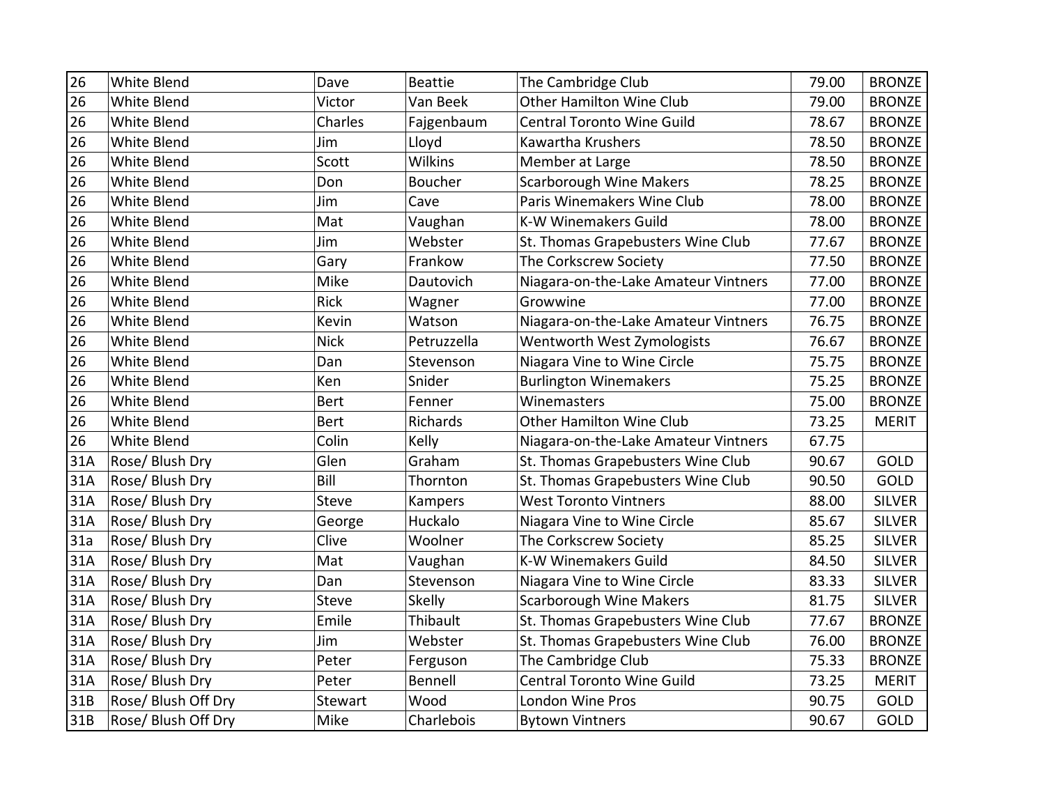| 26 | White Blend | Dave | Beattie | The Cambridge Club | 79.00 | BRONZE |
|---|---|---|---|---|---|---|
| 26 | White Blend | Victor | Van Beek | Other Hamilton Wine Club | 79.00 | BRONZE |
| 26 | White Blend | Charles | Fajgenbaum | Central Toronto Wine Guild | 78.67 | BRONZE |
| 26 | White Blend | Jim | Lloyd | Kawartha Krushers | 78.50 | BRONZE |
| 26 | White Blend | Scott | Wilkins | Member at Large | 78.50 | BRONZE |
| 26 | White Blend | Don | Boucher | Scarborough Wine Makers | 78.25 | BRONZE |
| 26 | White Blend | Jim | Cave | Paris Winemakers Wine Club | 78.00 | BRONZE |
| 26 | White Blend | Mat | Vaughan | K-W Winemakers Guild | 78.00 | BRONZE |
| 26 | White Blend | Jim | Webster | St. Thomas Grapebusters Wine Club | 77.67 | BRONZE |
| 26 | White Blend | Gary | Frankow | The Corkscrew Society | 77.50 | BRONZE |
| 26 | White Blend | Mike | Dautovich | Niagara-on-the-Lake Amateur Vintners | 77.00 | BRONZE |
| 26 | White Blend | Rick | Wagner | Growwine | 77.00 | BRONZE |
| 26 | White Blend | Kevin | Watson | Niagara-on-the-Lake Amateur Vintners | 76.75 | BRONZE |
| 26 | White Blend | Nick | Petruzzella | Wentworth West Zymologists | 76.67 | BRONZE |
| 26 | White Blend | Dan | Stevenson | Niagara Vine to Wine Circle | 75.75 | BRONZE |
| 26 | White Blend | Ken | Snider | Burlington Winemakers | 75.25 | BRONZE |
| 26 | White Blend | Bert | Fenner | Winemasters | 75.00 | BRONZE |
| 26 | White Blend | Bert | Richards | Other Hamilton Wine Club | 73.25 | MERIT |
| 26 | White Blend | Colin | Kelly | Niagara-on-the-Lake Amateur Vintners | 67.75 | |
| 31A | Rose/ Blush Dry | Glen | Graham | St. Thomas Grapebusters Wine Club | 90.67 | GOLD |
| 31A | Rose/ Blush Dry | Bill | Thornton | St. Thomas Grapebusters Wine Club | 90.50 | GOLD |
| 31A | Rose/ Blush Dry | Steve | Kampers | West Toronto Vintners | 88.00 | SILVER |
| 31A | Rose/ Blush Dry | George | Huckalo | Niagara Vine to Wine Circle | 85.67 | SILVER |
| 31a | Rose/ Blush Dry | Clive | Woolner | The Corkscrew Society | 85.25 | SILVER |
| 31A | Rose/ Blush Dry | Mat | Vaughan | K-W Winemakers Guild | 84.50 | SILVER |
| 31A | Rose/ Blush Dry | Dan | Stevenson | Niagara Vine to Wine Circle | 83.33 | SILVER |
| 31A | Rose/ Blush Dry | Steve | Skelly | Scarborough Wine Makers | 81.75 | SILVER |
| 31A | Rose/ Blush Dry | Emile | Thibault | St. Thomas Grapebusters Wine Club | 77.67 | BRONZE |
| 31A | Rose/ Blush Dry | Jim | Webster | St. Thomas Grapebusters Wine Club | 76.00 | BRONZE |
| 31A | Rose/ Blush Dry | Peter | Ferguson | The Cambridge Club | 75.33 | BRONZE |
| 31A | Rose/ Blush Dry | Peter | Bennell | Central Toronto Wine Guild | 73.25 | MERIT |
| 31B | Rose/ Blush Off Dry | Stewart | Wood | London Wine Pros | 90.75 | GOLD |
| 31B | Rose/ Blush Off Dry | Mike | Charlebois | Bytown Vintners | 90.67 | GOLD |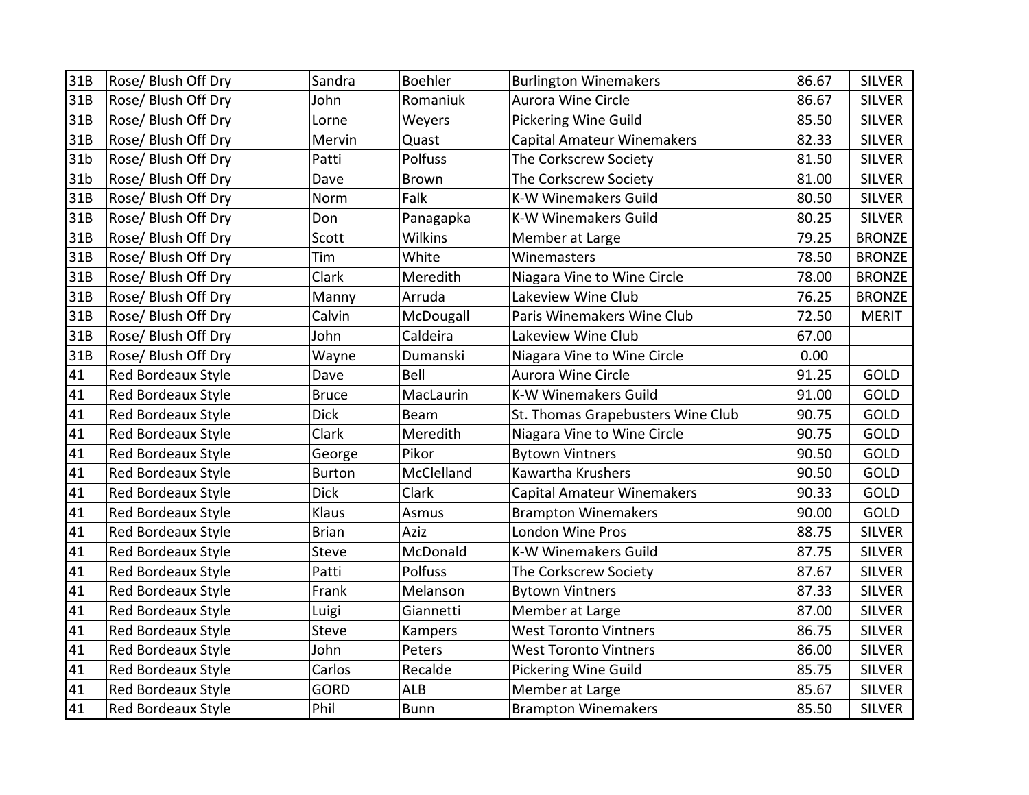| 31B | Rose/ Blush Off Dry | Sandra | Boehler | Burlington Winemakers | 86.67 | SILVER |
|---|---|---|---|---|---|---|
| 31B | Rose/ Blush Off Dry | John | Romaniuk | Aurora Wine Circle | 86.67 | SILVER |
| 31B | Rose/ Blush Off Dry | Lorne | Weyers | Pickering Wine Guild | 85.50 | SILVER |
| 31B | Rose/ Blush Off Dry | Mervin | Quast | Capital Amateur Winemakers | 82.33 | SILVER |
| 31b | Rose/ Blush Off Dry | Patti | Polfuss | The Corkscrew Society | 81.50 | SILVER |
| 31b | Rose/ Blush Off Dry | Dave | Brown | The Corkscrew Society | 81.00 | SILVER |
| 31B | Rose/ Blush Off Dry | Norm | Falk | K-W Winemakers Guild | 80.50 | SILVER |
| 31B | Rose/ Blush Off Dry | Don | Panagapka | K-W Winemakers Guild | 80.25 | SILVER |
| 31B | Rose/ Blush Off Dry | Scott | Wilkins | Member at Large | 79.25 | BRONZE |
| 31B | Rose/ Blush Off Dry | Tim | White | Winemasters | 78.50 | BRONZE |
| 31B | Rose/ Blush Off Dry | Clark | Meredith | Niagara Vine to Wine Circle | 78.00 | BRONZE |
| 31B | Rose/ Blush Off Dry | Manny | Arruda | Lakeview Wine Club | 76.25 | BRONZE |
| 31B | Rose/ Blush Off Dry | Calvin | McDougall | Paris Winemakers Wine Club | 72.50 | MERIT |
| 31B | Rose/ Blush Off Dry | John | Caldeira | Lakeview Wine Club | 67.00 | |
| 31B | Rose/ Blush Off Dry | Wayne | Dumanski | Niagara Vine to Wine Circle | 0.00 | |
| 41 | Red Bordeaux Style | Dave | Bell | Aurora Wine Circle | 91.25 | GOLD |
| 41 | Red Bordeaux Style | Bruce | MacLaurin | K-W Winemakers Guild | 91.00 | GOLD |
| 41 | Red Bordeaux Style | Dick | Beam | St. Thomas Grapebusters Wine Club | 90.75 | GOLD |
| 41 | Red Bordeaux Style | Clark | Meredith | Niagara Vine to Wine Circle | 90.75 | GOLD |
| 41 | Red Bordeaux Style | George | Pikor | Bytown Vintners | 90.50 | GOLD |
| 41 | Red Bordeaux Style | Burton | McClelland | Kawartha Krushers | 90.50 | GOLD |
| 41 | Red Bordeaux Style | Dick | Clark | Capital Amateur Winemakers | 90.33 | GOLD |
| 41 | Red Bordeaux Style | Klaus | Asmus | Brampton Winemakers | 90.00 | GOLD |
| 41 | Red Bordeaux Style | Brian | Aziz | London Wine Pros | 88.75 | SILVER |
| 41 | Red Bordeaux Style | Steve | McDonald | K-W Winemakers Guild | 87.75 | SILVER |
| 41 | Red Bordeaux Style | Patti | Polfuss | The Corkscrew Society | 87.67 | SILVER |
| 41 | Red Bordeaux Style | Frank | Melanson | Bytown Vintners | 87.33 | SILVER |
| 41 | Red Bordeaux Style | Luigi | Giannetti | Member at Large | 87.00 | SILVER |
| 41 | Red Bordeaux Style | Steve | Kampers | West Toronto Vintners | 86.75 | SILVER |
| 41 | Red Bordeaux Style | John | Peters | West Toronto Vintners | 86.00 | SILVER |
| 41 | Red Bordeaux Style | Carlos | Recalde | Pickering Wine Guild | 85.75 | SILVER |
| 41 | Red Bordeaux Style | GORD | ALB | Member at Large | 85.67 | SILVER |
| 41 | Red Bordeaux Style | Phil | Bunn | Brampton Winemakers | 85.50 | SILVER |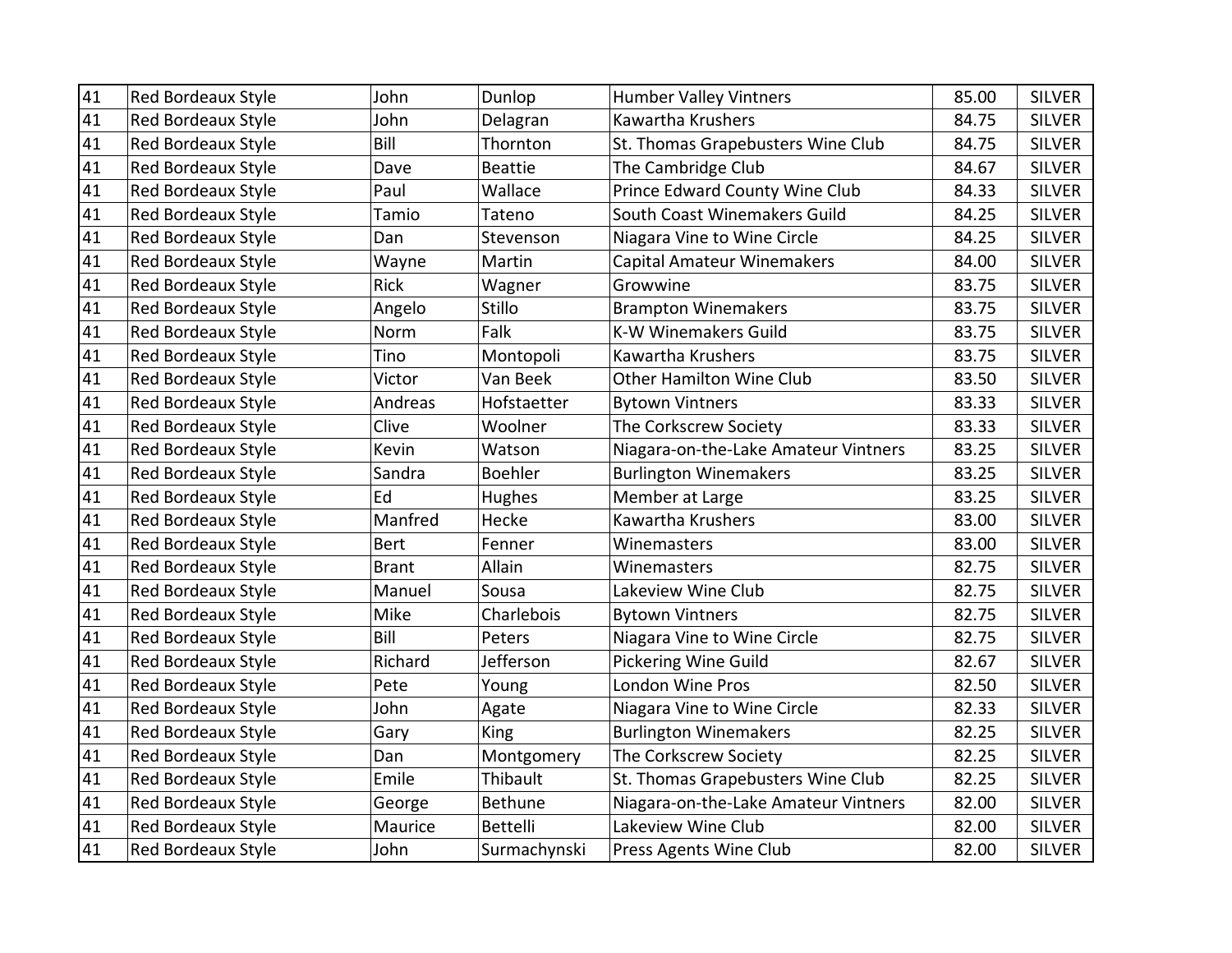| 41 | Red Bordeaux Style | John | Dunlop | Humber Valley Vintners | 85.00 | SILVER |
|---|---|---|---|---|---|---|
| 41 | Red Bordeaux Style | John | Delagran | Kawartha Krushers | 84.75 | SILVER |
| 41 | Red Bordeaux Style | Bill | Thornton | St. Thomas Grapebusters Wine Club | 84.75 | SILVER |
| 41 | Red Bordeaux Style | Dave | Beattie | The Cambridge Club | 84.67 | SILVER |
| 41 | Red Bordeaux Style | Paul | Wallace | Prince Edward County Wine Club | 84.33 | SILVER |
| 41 | Red Bordeaux Style | Tamio | Tateno | South Coast Winemakers Guild | 84.25 | SILVER |
| 41 | Red Bordeaux Style | Dan | Stevenson | Niagara Vine to Wine Circle | 84.25 | SILVER |
| 41 | Red Bordeaux Style | Wayne | Martin | Capital Amateur Winemakers | 84.00 | SILVER |
| 41 | Red Bordeaux Style | Rick | Wagner | Growwine | 83.75 | SILVER |
| 41 | Red Bordeaux Style | Angelo | Stillo | Brampton Winemakers | 83.75 | SILVER |
| 41 | Red Bordeaux Style | Norm | Falk | K-W Winemakers Guild | 83.75 | SILVER |
| 41 | Red Bordeaux Style | Tino | Montopoli | Kawartha Krushers | 83.75 | SILVER |
| 41 | Red Bordeaux Style | Victor | Van Beek | Other Hamilton Wine Club | 83.50 | SILVER |
| 41 | Red Bordeaux Style | Andreas | Hofstaetter | Bytown Vintners | 83.33 | SILVER |
| 41 | Red Bordeaux Style | Clive | Woolner | The Corkscrew Society | 83.33 | SILVER |
| 41 | Red Bordeaux Style | Kevin | Watson | Niagara-on-the-Lake Amateur Vintners | 83.25 | SILVER |
| 41 | Red Bordeaux Style | Sandra | Boehler | Burlington Winemakers | 83.25 | SILVER |
| 41 | Red Bordeaux Style | Ed | Hughes | Member at Large | 83.25 | SILVER |
| 41 | Red Bordeaux Style | Manfred | Hecke | Kawartha Krushers | 83.00 | SILVER |
| 41 | Red Bordeaux Style | Bert | Fenner | Winemasters | 83.00 | SILVER |
| 41 | Red Bordeaux Style | Brant | Allain | Winemasters | 82.75 | SILVER |
| 41 | Red Bordeaux Style | Manuel | Sousa | Lakeview Wine Club | 82.75 | SILVER |
| 41 | Red Bordeaux Style | Mike | Charlebois | Bytown Vintners | 82.75 | SILVER |
| 41 | Red Bordeaux Style | Bill | Peters | Niagara Vine to Wine Circle | 82.75 | SILVER |
| 41 | Red Bordeaux Style | Richard | Jefferson | Pickering Wine Guild | 82.67 | SILVER |
| 41 | Red Bordeaux Style | Pete | Young | London Wine Pros | 82.50 | SILVER |
| 41 | Red Bordeaux Style | John | Agate | Niagara Vine to Wine Circle | 82.33 | SILVER |
| 41 | Red Bordeaux Style | Gary | King | Burlington Winemakers | 82.25 | SILVER |
| 41 | Red Bordeaux Style | Dan | Montgomery | The Corkscrew Society | 82.25 | SILVER |
| 41 | Red Bordeaux Style | Emile | Thibault | St. Thomas Grapebusters Wine Club | 82.25 | SILVER |
| 41 | Red Bordeaux Style | George | Bethune | Niagara-on-the-Lake Amateur Vintners | 82.00 | SILVER |
| 41 | Red Bordeaux Style | Maurice | Bettelli | Lakeview Wine Club | 82.00 | SILVER |
| 41 | Red Bordeaux Style | John | Surmachynski | Press Agents Wine Club | 82.00 | SILVER |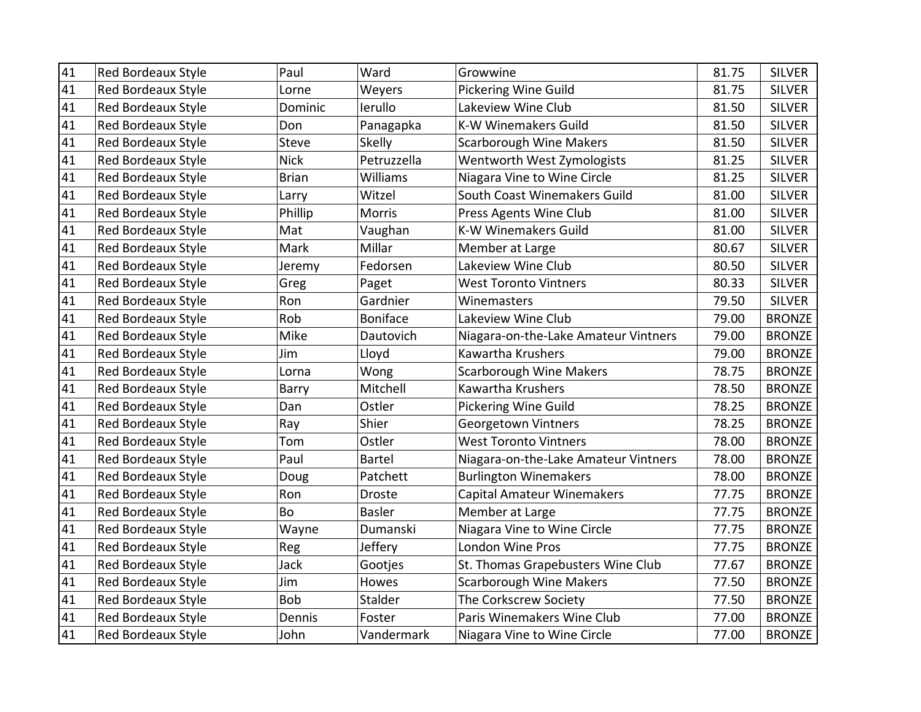| 41 | Red Bordeaux Style | Paul | Ward | Growwine | 81.75 | SILVER |
|---|---|---|---|---|---|---|
| 41 | Red Bordeaux Style | Lorne | Weyers | Pickering Wine Guild | 81.75 | SILVER |
| 41 | Red Bordeaux Style | Dominic | Ierullo | Lakeview Wine Club | 81.50 | SILVER |
| 41 | Red Bordeaux Style | Don | Panagapka | K-W Winemakers Guild | 81.50 | SILVER |
| 41 | Red Bordeaux Style | Steve | Skelly | Scarborough Wine Makers | 81.50 | SILVER |
| 41 | Red Bordeaux Style | Nick | Petruzzella | Wentworth West Zymologists | 81.25 | SILVER |
| 41 | Red Bordeaux Style | Brian | Williams | Niagara Vine to Wine Circle | 81.25 | SILVER |
| 41 | Red Bordeaux Style | Larry | Witzel | South Coast Winemakers Guild | 81.00 | SILVER |
| 41 | Red Bordeaux Style | Phillip | Morris | Press Agents Wine Club | 81.00 | SILVER |
| 41 | Red Bordeaux Style | Mat | Vaughan | K-W Winemakers Guild | 81.00 | SILVER |
| 41 | Red Bordeaux Style | Mark | Millar | Member at Large | 80.67 | SILVER |
| 41 | Red Bordeaux Style | Jeremy | Fedorsen | Lakeview Wine Club | 80.50 | SILVER |
| 41 | Red Bordeaux Style | Greg | Paget | West Toronto Vintners | 80.33 | SILVER |
| 41 | Red Bordeaux Style | Ron | Gardnier | Winemasters | 79.50 | SILVER |
| 41 | Red Bordeaux Style | Rob | Boniface | Lakeview Wine Club | 79.00 | BRONZE |
| 41 | Red Bordeaux Style | Mike | Dautovich | Niagara-on-the-Lake Amateur Vintners | 79.00 | BRONZE |
| 41 | Red Bordeaux Style | Jim | Lloyd | Kawartha Krushers | 79.00 | BRONZE |
| 41 | Red Bordeaux Style | Lorna | Wong | Scarborough Wine Makers | 78.75 | BRONZE |
| 41 | Red Bordeaux Style | Barry | Mitchell | Kawartha Krushers | 78.50 | BRONZE |
| 41 | Red Bordeaux Style | Dan | Ostler | Pickering Wine Guild | 78.25 | BRONZE |
| 41 | Red Bordeaux Style | Ray | Shier | Georgetown Vintners | 78.25 | BRONZE |
| 41 | Red Bordeaux Style | Tom | Ostler | West Toronto Vintners | 78.00 | BRONZE |
| 41 | Red Bordeaux Style | Paul | Bartel | Niagara-on-the-Lake Amateur Vintners | 78.00 | BRONZE |
| 41 | Red Bordeaux Style | Doug | Patchett | Burlington Winemakers | 78.00 | BRONZE |
| 41 | Red Bordeaux Style | Ron | Droste | Capital Amateur Winemakers | 77.75 | BRONZE |
| 41 | Red Bordeaux Style | Bo | Basler | Member at Large | 77.75 | BRONZE |
| 41 | Red Bordeaux Style | Wayne | Dumanski | Niagara Vine to Wine Circle | 77.75 | BRONZE |
| 41 | Red Bordeaux Style | Reg | Jeffery | London Wine Pros | 77.75 | BRONZE |
| 41 | Red Bordeaux Style | Jack | Gootjes | St. Thomas Grapebusters Wine Club | 77.67 | BRONZE |
| 41 | Red Bordeaux Style | Jim | Howes | Scarborough Wine Makers | 77.50 | BRONZE |
| 41 | Red Bordeaux Style | Bob | Stalder | The Corkscrew Society | 77.50 | BRONZE |
| 41 | Red Bordeaux Style | Dennis | Foster | Paris Winemakers Wine Club | 77.00 | BRONZE |
| 41 | Red Bordeaux Style | John | Vandermark | Niagara Vine to Wine Circle | 77.00 | BRONZE |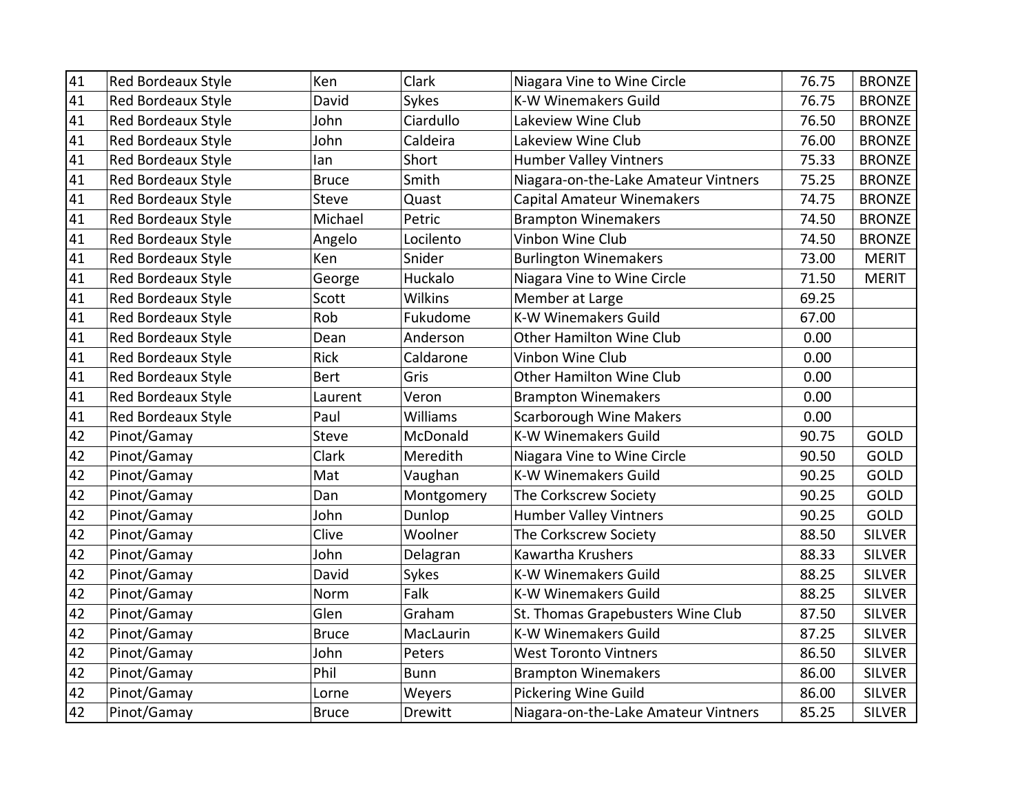| | | | | | | |
|---|---|---|---|---|---|---|
| 41 | Red Bordeaux Style | Ken | Clark | Niagara Vine to Wine Circle | 76.75 | BRONZE |
| 41 | Red Bordeaux Style | David | Sykes | K-W Winemakers Guild | 76.75 | BRONZE |
| 41 | Red Bordeaux Style | John | Ciardullo | Lakeview Wine Club | 76.50 | BRONZE |
| 41 | Red Bordeaux Style | John | Caldeira | Lakeview Wine Club | 76.00 | BRONZE |
| 41 | Red Bordeaux Style | Ian | Short | Humber Valley Vintners | 75.33 | BRONZE |
| 41 | Red Bordeaux Style | Bruce | Smith | Niagara-on-the-Lake Amateur Vintners | 75.25 | BRONZE |
| 41 | Red Bordeaux Style | Steve | Quast | Capital Amateur Winemakers | 74.75 | BRONZE |
| 41 | Red Bordeaux Style | Michael | Petric | Brampton Winemakers | 74.50 | BRONZE |
| 41 | Red Bordeaux Style | Angelo | Locilento | Vinbon Wine Club | 74.50 | BRONZE |
| 41 | Red Bordeaux Style | Ken | Snider | Burlington Winemakers | 73.00 | MERIT |
| 41 | Red Bordeaux Style | George | Huckalo | Niagara Vine to Wine Circle | 71.50 | MERIT |
| 41 | Red Bordeaux Style | Scott | Wilkins | Member at Large | 69.25 | |
| 41 | Red Bordeaux Style | Rob | Fukudome | K-W Winemakers Guild | 67.00 | |
| 41 | Red Bordeaux Style | Dean | Anderson | Other Hamilton Wine Club | 0.00 | |
| 41 | Red Bordeaux Style | Rick | Caldarone | Vinbon Wine Club | 0.00 | |
| 41 | Red Bordeaux Style | Bert | Gris | Other Hamilton Wine Club | 0.00 | |
| 41 | Red Bordeaux Style | Laurent | Veron | Brampton Winemakers | 0.00 | |
| 41 | Red Bordeaux Style | Paul | Williams | Scarborough Wine Makers | 0.00 | |
| 42 | Pinot/Gamay | Steve | McDonald | K-W Winemakers Guild | 90.75 | GOLD |
| 42 | Pinot/Gamay | Clark | Meredith | Niagara Vine to Wine Circle | 90.50 | GOLD |
| 42 | Pinot/Gamay | Mat | Vaughan | K-W Winemakers Guild | 90.25 | GOLD |
| 42 | Pinot/Gamay | Dan | Montgomery | The Corkscrew Society | 90.25 | GOLD |
| 42 | Pinot/Gamay | John | Dunlop | Humber Valley Vintners | 90.25 | GOLD |
| 42 | Pinot/Gamay | Clive | Woolner | The Corkscrew Society | 88.50 | SILVER |
| 42 | Pinot/Gamay | John | Delagran | Kawartha Krushers | 88.33 | SILVER |
| 42 | Pinot/Gamay | David | Sykes | K-W Winemakers Guild | 88.25 | SILVER |
| 42 | Pinot/Gamay | Norm | Falk | K-W Winemakers Guild | 88.25 | SILVER |
| 42 | Pinot/Gamay | Glen | Graham | St. Thomas Grapebusters Wine Club | 87.50 | SILVER |
| 42 | Pinot/Gamay | Bruce | MacLaurin | K-W Winemakers Guild | 87.25 | SILVER |
| 42 | Pinot/Gamay | John | Peters | West Toronto Vintners | 86.50 | SILVER |
| 42 | Pinot/Gamay | Phil | Bunn | Brampton Winemakers | 86.00 | SILVER |
| 42 | Pinot/Gamay | Lorne | Weyers | Pickering Wine Guild | 86.00 | SILVER |
| 42 | Pinot/Gamay | Bruce | Drewitt | Niagara-on-the-Lake Amateur Vintners | 85.25 | SILVER |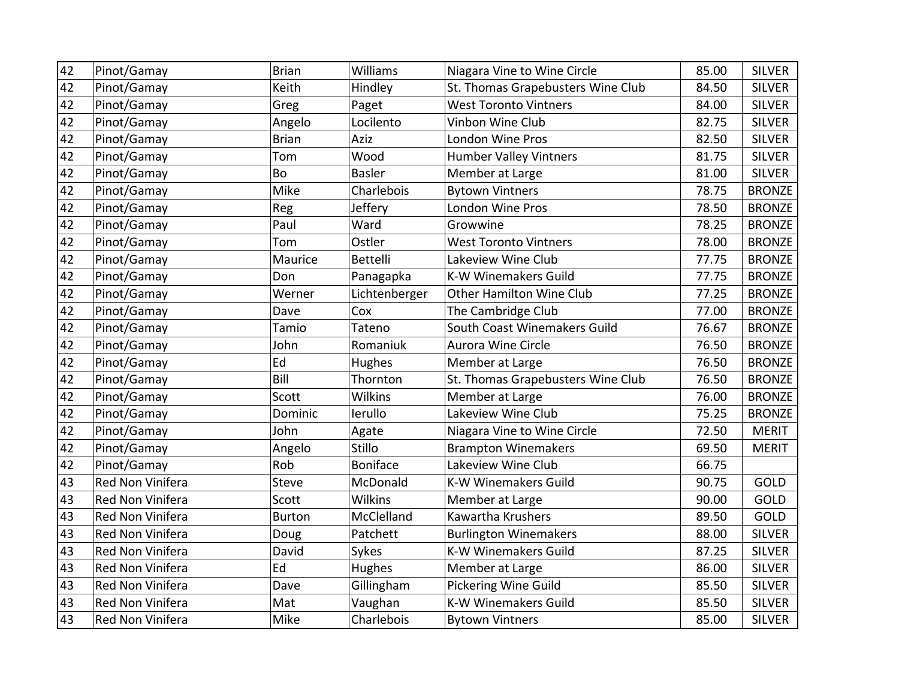| 42 | Pinot/Gamay | Brian | Williams | Niagara Vine to Wine Circle | 85.00 | SILVER |
|---|---|---|---|---|---|---|
| 42 | Pinot/Gamay | Keith | Hindley | St. Thomas Grapebusters Wine Club | 84.50 | SILVER |
| 42 | Pinot/Gamay | Greg | Paget | West Toronto Vintners | 84.00 | SILVER |
| 42 | Pinot/Gamay | Angelo | Locilento | Vinbon Wine Club | 82.75 | SILVER |
| 42 | Pinot/Gamay | Brian | Aziz | London Wine Pros | 82.50 | SILVER |
| 42 | Pinot/Gamay | Tom | Wood | Humber Valley Vintners | 81.75 | SILVER |
| 42 | Pinot/Gamay | Bo | Basler | Member at Large | 81.00 | SILVER |
| 42 | Pinot/Gamay | Mike | Charlebois | Bytown Vintners | 78.75 | BRONZE |
| 42 | Pinot/Gamay | Reg | Jeffery | London Wine Pros | 78.50 | BRONZE |
| 42 | Pinot/Gamay | Paul | Ward | Growwine | 78.25 | BRONZE |
| 42 | Pinot/Gamay | Tom | Ostler | West Toronto Vintners | 78.00 | BRONZE |
| 42 | Pinot/Gamay | Maurice | Bettelli | Lakeview Wine Club | 77.75 | BRONZE |
| 42 | Pinot/Gamay | Don | Panagapka | K-W Winemakers Guild | 77.75 | BRONZE |
| 42 | Pinot/Gamay | Werner | Lichtenberger | Other Hamilton Wine Club | 77.25 | BRONZE |
| 42 | Pinot/Gamay | Dave | Cox | The Cambridge Club | 77.00 | BRONZE |
| 42 | Pinot/Gamay | Tamio | Tateno | South Coast Winemakers Guild | 76.67 | BRONZE |
| 42 | Pinot/Gamay | John | Romaniuk | Aurora Wine Circle | 76.50 | BRONZE |
| 42 | Pinot/Gamay | Ed | Hughes | Member at Large | 76.50 | BRONZE |
| 42 | Pinot/Gamay | Bill | Thornton | St. Thomas Grapebusters Wine Club | 76.50 | BRONZE |
| 42 | Pinot/Gamay | Scott | Wilkins | Member at Large | 76.00 | BRONZE |
| 42 | Pinot/Gamay | Dominic | Ierullo | Lakeview Wine Club | 75.25 | BRONZE |
| 42 | Pinot/Gamay | John | Agate | Niagara Vine to Wine Circle | 72.50 | MERIT |
| 42 | Pinot/Gamay | Angelo | Stillo | Brampton Winemakers | 69.50 | MERIT |
| 42 | Pinot/Gamay | Rob | Boniface | Lakeview Wine Club | 66.75 | |
| 43 | Red Non Vinifera | Steve | McDonald | K-W Winemakers Guild | 90.75 | GOLD |
| 43 | Red Non Vinifera | Scott | Wilkins | Member at Large | 90.00 | GOLD |
| 43 | Red Non Vinifera | Burton | McClelland | Kawartha Krushers | 89.50 | GOLD |
| 43 | Red Non Vinifera | Doug | Patchett | Burlington Winemakers | 88.00 | SILVER |
| 43 | Red Non Vinifera | David | Sykes | K-W Winemakers Guild | 87.25 | SILVER |
| 43 | Red Non Vinifera | Ed | Hughes | Member at Large | 86.00 | SILVER |
| 43 | Red Non Vinifera | Dave | Gillingham | Pickering Wine Guild | 85.50 | SILVER |
| 43 | Red Non Vinifera | Mat | Vaughan | K-W Winemakers Guild | 85.50 | SILVER |
| 43 | Red Non Vinifera | Mike | Charlebois | Bytown Vintners | 85.00 | SILVER |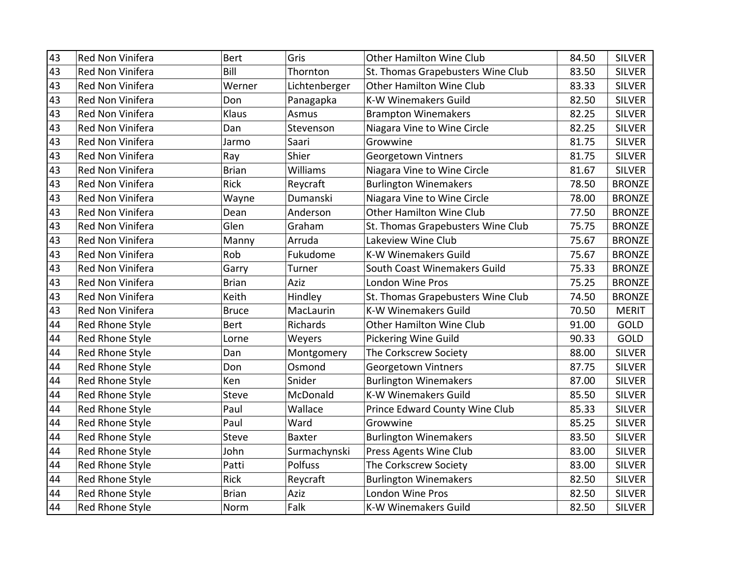| | | | | | | |
|---|---|---|---|---|---|---|
| 43 | Red Non Vinifera | Bert | Gris | Other Hamilton Wine Club | 84.50 | SILVER |
| 43 | Red Non Vinifera | Bill | Thornton | St. Thomas Grapebusters Wine Club | 83.50 | SILVER |
| 43 | Red Non Vinifera | Werner | Lichtenberger | Other Hamilton Wine Club | 83.33 | SILVER |
| 43 | Red Non Vinifera | Don | Panagapka | K-W Winemakers Guild | 82.50 | SILVER |
| 43 | Red Non Vinifera | Klaus | Asmus | Brampton Winemakers | 82.25 | SILVER |
| 43 | Red Non Vinifera | Dan | Stevenson | Niagara Vine to Wine Circle | 82.25 | SILVER |
| 43 | Red Non Vinifera | Jarmo | Saari | Growwine | 81.75 | SILVER |
| 43 | Red Non Vinifera | Ray | Shier | Georgetown Vintners | 81.75 | SILVER |
| 43 | Red Non Vinifera | Brian | Williams | Niagara Vine to Wine Circle | 81.67 | SILVER |
| 43 | Red Non Vinifera | Rick | Reycraft | Burlington Winemakers | 78.50 | BRONZE |
| 43 | Red Non Vinifera | Wayne | Dumanski | Niagara Vine to Wine Circle | 78.00 | BRONZE |
| 43 | Red Non Vinifera | Dean | Anderson | Other Hamilton Wine Club | 77.50 | BRONZE |
| 43 | Red Non Vinifera | Glen | Graham | St. Thomas Grapebusters Wine Club | 75.75 | BRONZE |
| 43 | Red Non Vinifera | Manny | Arruda | Lakeview Wine Club | 75.67 | BRONZE |
| 43 | Red Non Vinifera | Rob | Fukudome | K-W Winemakers Guild | 75.67 | BRONZE |
| 43 | Red Non Vinifera | Garry | Turner | South Coast Winemakers Guild | 75.33 | BRONZE |
| 43 | Red Non Vinifera | Brian | Aziz | London Wine Pros | 75.25 | BRONZE |
| 43 | Red Non Vinifera | Keith | Hindley | St. Thomas Grapebusters Wine Club | 74.50 | BRONZE |
| 43 | Red Non Vinifera | Bruce | MacLaurin | K-W Winemakers Guild | 70.50 | MERIT |
| 44 | Red Rhone Style | Bert | Richards | Other Hamilton Wine Club | 91.00 | GOLD |
| 44 | Red Rhone Style | Lorne | Weyers | Pickering Wine Guild | 90.33 | GOLD |
| 44 | Red Rhone Style | Dan | Montgomery | The Corkscrew Society | 88.00 | SILVER |
| 44 | Red Rhone Style | Don | Osmond | Georgetown Vintners | 87.75 | SILVER |
| 44 | Red Rhone Style | Ken | Snider | Burlington Winemakers | 87.00 | SILVER |
| 44 | Red Rhone Style | Steve | McDonald | K-W Winemakers Guild | 85.50 | SILVER |
| 44 | Red Rhone Style | Paul | Wallace | Prince Edward County Wine Club | 85.33 | SILVER |
| 44 | Red Rhone Style | Paul | Ward | Growwine | 85.25 | SILVER |
| 44 | Red Rhone Style | Steve | Baxter | Burlington Winemakers | 83.50 | SILVER |
| 44 | Red Rhone Style | John | Surmachynski | Press Agents Wine Club | 83.00 | SILVER |
| 44 | Red Rhone Style | Patti | Polfuss | The Corkscrew Society | 83.00 | SILVER |
| 44 | Red Rhone Style | Rick | Reycraft | Burlington Winemakers | 82.50 | SILVER |
| 44 | Red Rhone Style | Brian | Aziz | London Wine Pros | 82.50 | SILVER |
| 44 | Red Rhone Style | Norm | Falk | K-W Winemakers Guild | 82.50 | SILVER |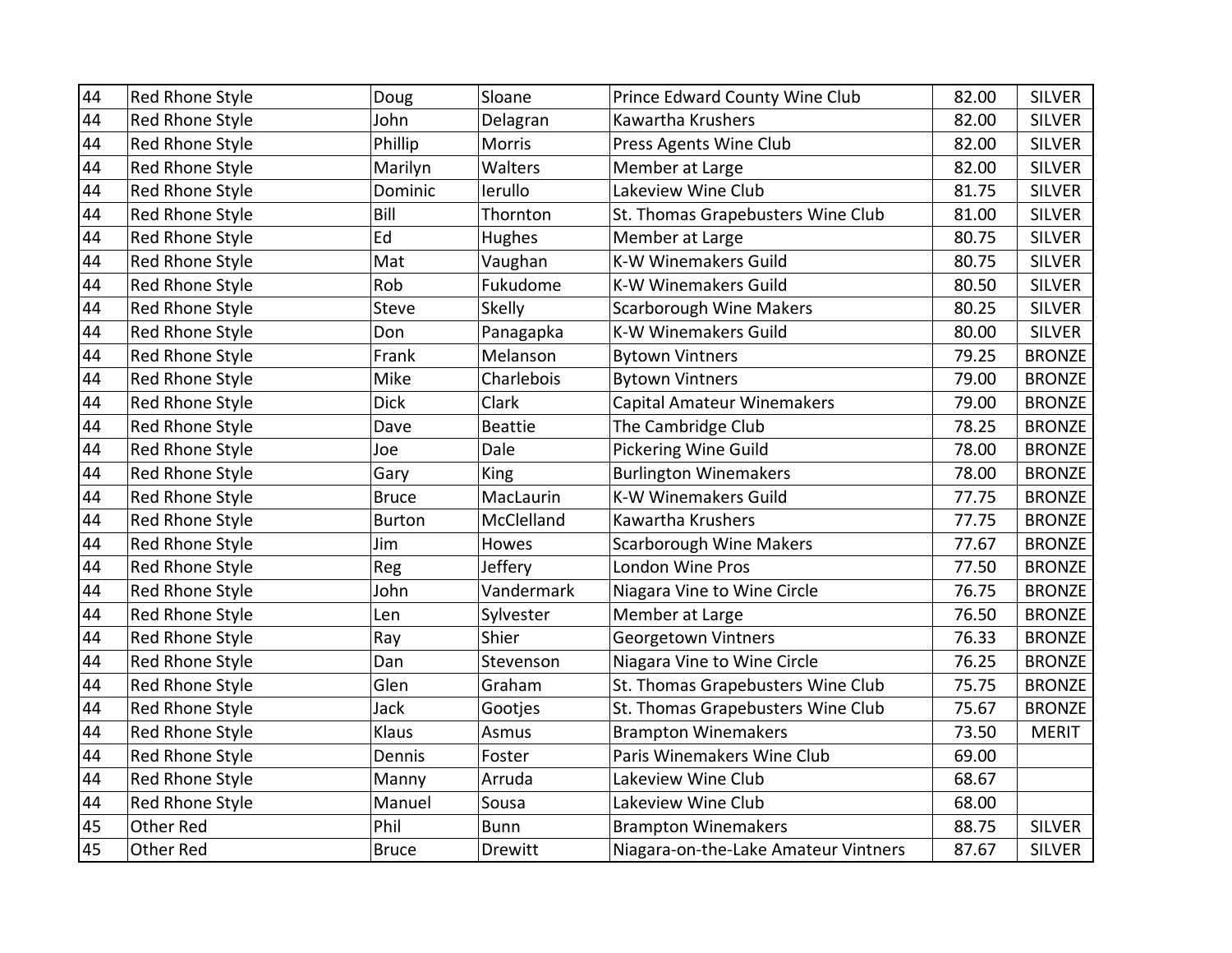| 44 | Red Rhone Style | Doug | Sloane | Prince Edward County Wine Club | 82.00 | SILVER |
|---|---|---|---|---|---|---|
| 44 | Red Rhone Style | John | Delagran | Kawartha Krushers | 82.00 | SILVER |
| 44 | Red Rhone Style | Phillip | Morris | Press Agents Wine Club | 82.00 | SILVER |
| 44 | Red Rhone Style | Marilyn | Walters | Member at Large | 82.00 | SILVER |
| 44 | Red Rhone Style | Dominic | Ierullo | Lakeview Wine Club | 81.75 | SILVER |
| 44 | Red Rhone Style | Bill | Thornton | St. Thomas Grapebusters Wine Club | 81.00 | SILVER |
| 44 | Red Rhone Style | Ed | Hughes | Member at Large | 80.75 | SILVER |
| 44 | Red Rhone Style | Mat | Vaughan | K-W Winemakers Guild | 80.75 | SILVER |
| 44 | Red Rhone Style | Rob | Fukudome | K-W Winemakers Guild | 80.50 | SILVER |
| 44 | Red Rhone Style | Steve | Skelly | Scarborough Wine Makers | 80.25 | SILVER |
| 44 | Red Rhone Style | Don | Panagapka | K-W Winemakers Guild | 80.00 | SILVER |
| 44 | Red Rhone Style | Frank | Melanson | Bytown Vintners | 79.25 | BRONZE |
| 44 | Red Rhone Style | Mike | Charlebois | Bytown Vintners | 79.00 | BRONZE |
| 44 | Red Rhone Style | Dick | Clark | Capital Amateur Winemakers | 79.00 | BRONZE |
| 44 | Red Rhone Style | Dave | Beattie | The Cambridge Club | 78.25 | BRONZE |
| 44 | Red Rhone Style | Joe | Dale | Pickering Wine Guild | 78.00 | BRONZE |
| 44 | Red Rhone Style | Gary | King | Burlington Winemakers | 78.00 | BRONZE |
| 44 | Red Rhone Style | Bruce | MacLaurin | K-W Winemakers Guild | 77.75 | BRONZE |
| 44 | Red Rhone Style | Burton | McClelland | Kawartha Krushers | 77.75 | BRONZE |
| 44 | Red Rhone Style | Jim | Howes | Scarborough Wine Makers | 77.67 | BRONZE |
| 44 | Red Rhone Style | Reg | Jeffery | London Wine Pros | 77.50 | BRONZE |
| 44 | Red Rhone Style | John | Vandermark | Niagara Vine to Wine Circle | 76.75 | BRONZE |
| 44 | Red Rhone Style | Len | Sylvester | Member at Large | 76.50 | BRONZE |
| 44 | Red Rhone Style | Ray | Shier | Georgetown Vintners | 76.33 | BRONZE |
| 44 | Red Rhone Style | Dan | Stevenson | Niagara Vine to Wine Circle | 76.25 | BRONZE |
| 44 | Red Rhone Style | Glen | Graham | St. Thomas Grapebusters Wine Club | 75.75 | BRONZE |
| 44 | Red Rhone Style | Jack | Gootjes | St. Thomas Grapebusters Wine Club | 75.67 | BRONZE |
| 44 | Red Rhone Style | Klaus | Asmus | Brampton Winemakers | 73.50 | MERIT |
| 44 | Red Rhone Style | Dennis | Foster | Paris Winemakers Wine Club | 69.00 | |
| 44 | Red Rhone Style | Manny | Arruda | Lakeview Wine Club | 68.67 | |
| 44 | Red Rhone Style | Manuel | Sousa | Lakeview Wine Club | 68.00 | |
| 45 | Other Red | Phil | Bunn | Brampton Winemakers | 88.75 | SILVER |
| 45 | Other Red | Bruce | Drewitt | Niagara-on-the-Lake Amateur Vintners | 87.67 | SILVER |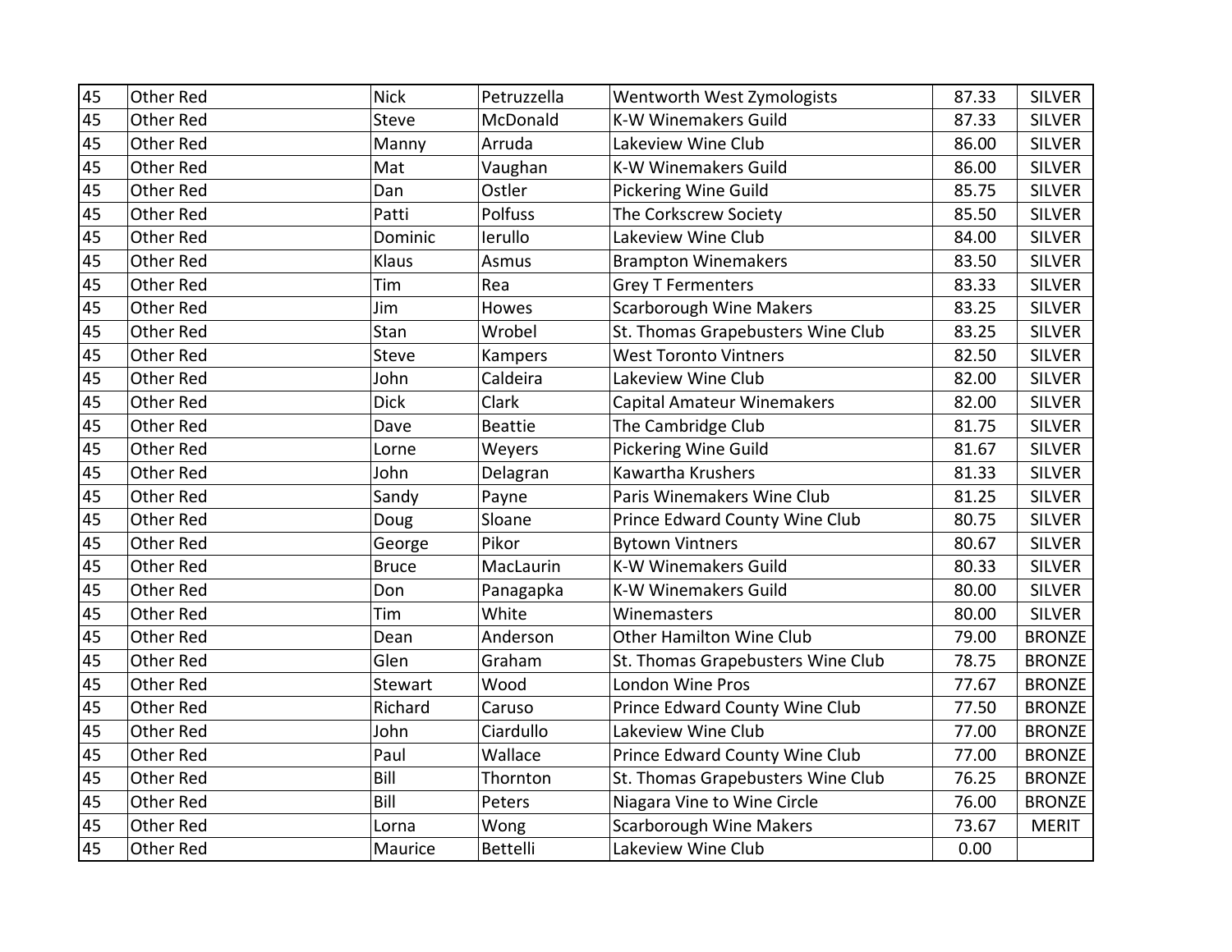| 45 | Other Red | Nick | Petruzzella | Wentworth West Zymologists | 87.33 | SILVER |
|---|---|---|---|---|---|---|
| 45 | Other Red | Steve | McDonald | K-W Winemakers Guild | 87.33 | SILVER |
| 45 | Other Red | Manny | Arruda | Lakeview Wine Club | 86.00 | SILVER |
| 45 | Other Red | Mat | Vaughan | K-W Winemakers Guild | 86.00 | SILVER |
| 45 | Other Red | Dan | Ostler | Pickering Wine Guild | 85.75 | SILVER |
| 45 | Other Red | Patti | Polfuss | The Corkscrew Society | 85.50 | SILVER |
| 45 | Other Red | Dominic | Ierullo | Lakeview Wine Club | 84.00 | SILVER |
| 45 | Other Red | Klaus | Asmus | Brampton Winemakers | 83.50 | SILVER |
| 45 | Other Red | Tim | Rea | Grey T Fermenters | 83.33 | SILVER |
| 45 | Other Red | Jim | Howes | Scarborough Wine Makers | 83.25 | SILVER |
| 45 | Other Red | Stan | Wrobel | St. Thomas Grapebusters Wine Club | 83.25 | SILVER |
| 45 | Other Red | Steve | Kampers | West Toronto Vintners | 82.50 | SILVER |
| 45 | Other Red | John | Caldeira | Lakeview Wine Club | 82.00 | SILVER |
| 45 | Other Red | Dick | Clark | Capital Amateur Winemakers | 82.00 | SILVER |
| 45 | Other Red | Dave | Beattie | The Cambridge Club | 81.75 | SILVER |
| 45 | Other Red | Lorne | Weyers | Pickering Wine Guild | 81.67 | SILVER |
| 45 | Other Red | John | Delagran | Kawartha Krushers | 81.33 | SILVER |
| 45 | Other Red | Sandy | Payne | Paris Winemakers Wine Club | 81.25 | SILVER |
| 45 | Other Red | Doug | Sloane | Prince Edward County Wine Club | 80.75 | SILVER |
| 45 | Other Red | George | Pikor | Bytown Vintners | 80.67 | SILVER |
| 45 | Other Red | Bruce | MacLaurin | K-W Winemakers Guild | 80.33 | SILVER |
| 45 | Other Red | Don | Panagapka | K-W Winemakers Guild | 80.00 | SILVER |
| 45 | Other Red | Tim | White | Winemasters | 80.00 | SILVER |
| 45 | Other Red | Dean | Anderson | Other Hamilton Wine Club | 79.00 | BRONZE |
| 45 | Other Red | Glen | Graham | St. Thomas Grapebusters Wine Club | 78.75 | BRONZE |
| 45 | Other Red | Stewart | Wood | London Wine Pros | 77.67 | BRONZE |
| 45 | Other Red | Richard | Caruso | Prince Edward County Wine Club | 77.50 | BRONZE |
| 45 | Other Red | John | Ciardullo | Lakeview Wine Club | 77.00 | BRONZE |
| 45 | Other Red | Paul | Wallace | Prince Edward County Wine Club | 77.00 | BRONZE |
| 45 | Other Red | Bill | Thornton | St. Thomas Grapebusters Wine Club | 76.25 | BRONZE |
| 45 | Other Red | Bill | Peters | Niagara Vine to Wine Circle | 76.00 | BRONZE |
| 45 | Other Red | Lorna | Wong | Scarborough Wine Makers | 73.67 | MERIT |
| 45 | Other Red | Maurice | Bettelli | Lakeview Wine Club | 0.00 | |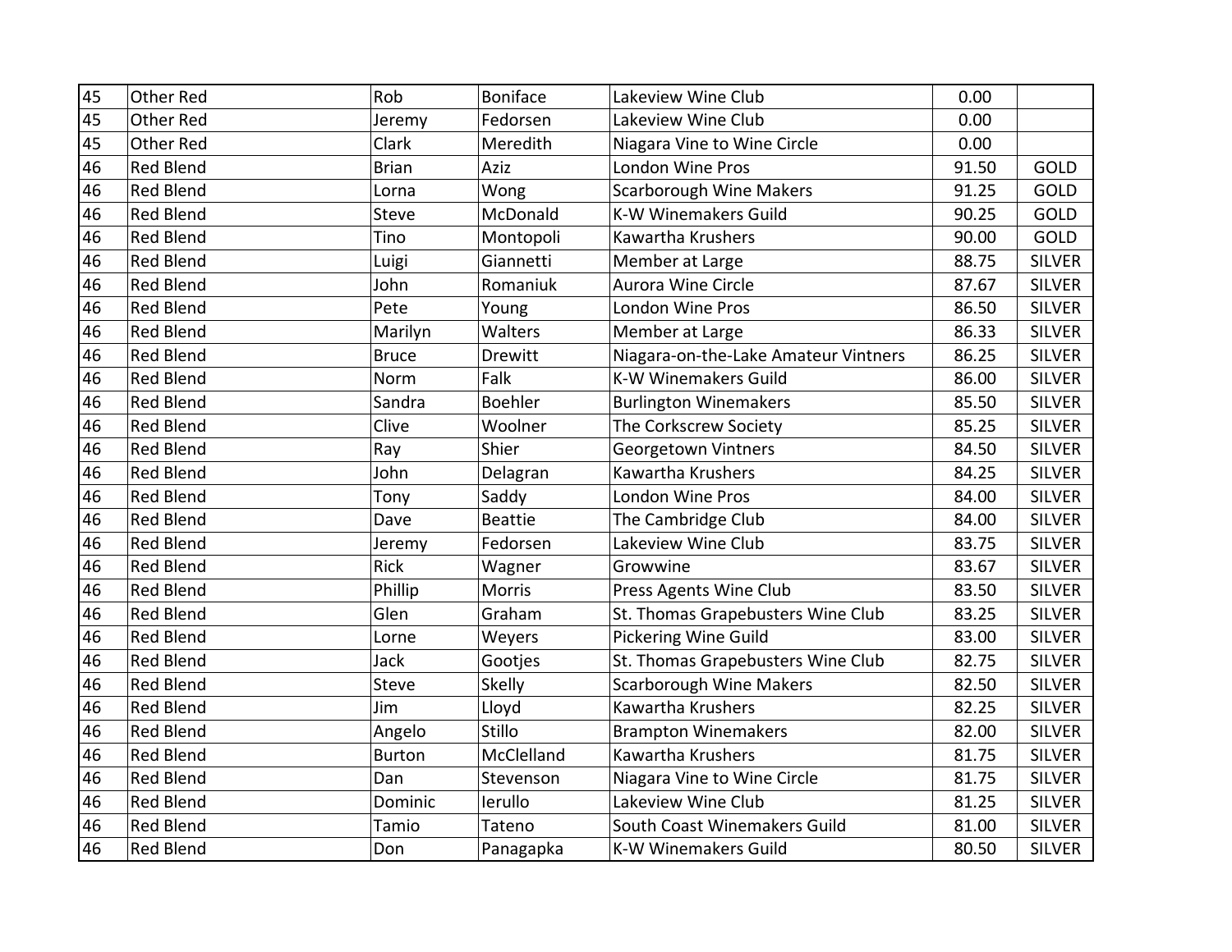| | | | | | | |
|---|---|---|---|---|---|---|
| 45 | Other Red | Rob | Boniface | Lakeview Wine Club | 0.00 | |
| 45 | Other Red | Jeremy | Fedorsen | Lakeview Wine Club | 0.00 | |
| 45 | Other Red | Clark | Meredith | Niagara Vine to Wine Circle | 0.00 | |
| 46 | Red Blend | Brian | Aziz | London Wine Pros | 91.50 | GOLD |
| 46 | Red Blend | Lorna | Wong | Scarborough Wine Makers | 91.25 | GOLD |
| 46 | Red Blend | Steve | McDonald | K-W Winemakers Guild | 90.25 | GOLD |
| 46 | Red Blend | Tino | Montopoli | Kawartha Krushers | 90.00 | GOLD |
| 46 | Red Blend | Luigi | Giannetti | Member at Large | 88.75 | SILVER |
| 46 | Red Blend | John | Romaniuk | Aurora Wine Circle | 87.67 | SILVER |
| 46 | Red Blend | Pete | Young | London Wine Pros | 86.50 | SILVER |
| 46 | Red Blend | Marilyn | Walters | Member at Large | 86.33 | SILVER |
| 46 | Red Blend | Bruce | Drewitt | Niagara-on-the-Lake Amateur Vintners | 86.25 | SILVER |
| 46 | Red Blend | Norm | Falk | K-W Winemakers Guild | 86.00 | SILVER |
| 46 | Red Blend | Sandra | Boehler | Burlington Winemakers | 85.50 | SILVER |
| 46 | Red Blend | Clive | Woolner | The Corkscrew Society | 85.25 | SILVER |
| 46 | Red Blend | Ray | Shier | Georgetown Vintners | 84.50 | SILVER |
| 46 | Red Blend | John | Delagran | Kawartha Krushers | 84.25 | SILVER |
| 46 | Red Blend | Tony | Saddy | London Wine Pros | 84.00 | SILVER |
| 46 | Red Blend | Dave | Beattie | The Cambridge Club | 84.00 | SILVER |
| 46 | Red Blend | Jeremy | Fedorsen | Lakeview Wine Club | 83.75 | SILVER |
| 46 | Red Blend | Rick | Wagner | Growwine | 83.67 | SILVER |
| 46 | Red Blend | Phillip | Morris | Press Agents Wine Club | 83.50 | SILVER |
| 46 | Red Blend | Glen | Graham | St. Thomas Grapebusters Wine Club | 83.25 | SILVER |
| 46 | Red Blend | Lorne | Weyers | Pickering Wine Guild | 83.00 | SILVER |
| 46 | Red Blend | Jack | Gootjes | St. Thomas Grapebusters Wine Club | 82.75 | SILVER |
| 46 | Red Blend | Steve | Skelly | Scarborough Wine Makers | 82.50 | SILVER |
| 46 | Red Blend | Jim | Lloyd | Kawartha Krushers | 82.25 | SILVER |
| 46 | Red Blend | Angelo | Stillo | Brampton Winemakers | 82.00 | SILVER |
| 46 | Red Blend | Burton | McClelland | Kawartha Krushers | 81.75 | SILVER |
| 46 | Red Blend | Dan | Stevenson | Niagara Vine to Wine Circle | 81.75 | SILVER |
| 46 | Red Blend | Dominic | Ierullo | Lakeview Wine Club | 81.25 | SILVER |
| 46 | Red Blend | Tamio | Tateno | South Coast Winemakers Guild | 81.00 | SILVER |
| 46 | Red Blend | Don | Panagapka | K-W Winemakers Guild | 80.50 | SILVER |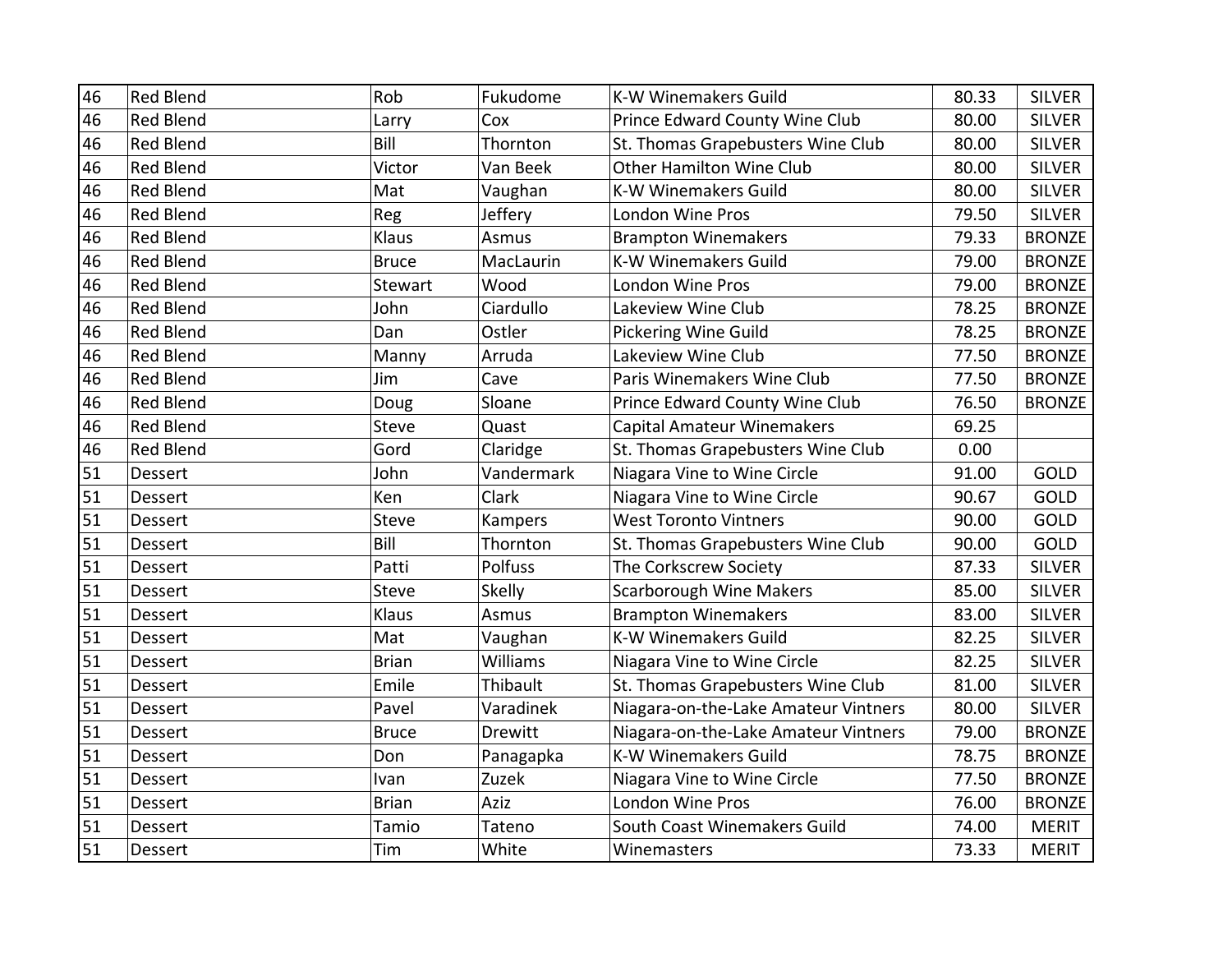| 46 | Red Blend | Rob | Fukudome | K-W Winemakers Guild | 80.33 | SILVER |
|---|---|---|---|---|---|---|
| 46 | Red Blend | Larry | Cox | Prince Edward County Wine Club | 80.00 | SILVER |
| 46 | Red Blend | Bill | Thornton | St. Thomas Grapebusters Wine Club | 80.00 | SILVER |
| 46 | Red Blend | Victor | Van Beek | Other Hamilton Wine Club | 80.00 | SILVER |
| 46 | Red Blend | Mat | Vaughan | K-W Winemakers Guild | 80.00 | SILVER |
| 46 | Red Blend | Reg | Jeffery | London Wine Pros | 79.50 | SILVER |
| 46 | Red Blend | Klaus | Asmus | Brampton Winemakers | 79.33 | BRONZE |
| 46 | Red Blend | Bruce | MacLaurin | K-W Winemakers Guild | 79.00 | BRONZE |
| 46 | Red Blend | Stewart | Wood | London Wine Pros | 79.00 | BRONZE |
| 46 | Red Blend | John | Ciardullo | Lakeview Wine Club | 78.25 | BRONZE |
| 46 | Red Blend | Dan | Ostler | Pickering Wine Guild | 78.25 | BRONZE |
| 46 | Red Blend | Manny | Arruda | Lakeview Wine Club | 77.50 | BRONZE |
| 46 | Red Blend | Jim | Cave | Paris Winemakers Wine Club | 77.50 | BRONZE |
| 46 | Red Blend | Doug | Sloane | Prince Edward County Wine Club | 76.50 | BRONZE |
| 46 | Red Blend | Steve | Quast | Capital Amateur Winemakers | 69.25 | |
| 46 | Red Blend | Gord | Claridge | St. Thomas Grapebusters Wine Club | 0.00 | |
| 51 | Dessert | John | Vandermark | Niagara Vine to Wine Circle | 91.00 | GOLD |
| 51 | Dessert | Ken | Clark | Niagara Vine to Wine Circle | 90.67 | GOLD |
| 51 | Dessert | Steve | Kampers | West Toronto Vintners | 90.00 | GOLD |
| 51 | Dessert | Bill | Thornton | St. Thomas Grapebusters Wine Club | 90.00 | GOLD |
| 51 | Dessert | Patti | Polfuss | The Corkscrew Society | 87.33 | SILVER |
| 51 | Dessert | Steve | Skelly | Scarborough Wine Makers | 85.00 | SILVER |
| 51 | Dessert | Klaus | Asmus | Brampton Winemakers | 83.00 | SILVER |
| 51 | Dessert | Mat | Vaughan | K-W Winemakers Guild | 82.25 | SILVER |
| 51 | Dessert | Brian | Williams | Niagara Vine to Wine Circle | 82.25 | SILVER |
| 51 | Dessert | Emile | Thibault | St. Thomas Grapebusters Wine Club | 81.00 | SILVER |
| 51 | Dessert | Pavel | Varadinek | Niagara-on-the-Lake Amateur Vintners | 80.00 | SILVER |
| 51 | Dessert | Bruce | Drewitt | Niagara-on-the-Lake Amateur Vintners | 79.00 | BRONZE |
| 51 | Dessert | Don | Panagapka | K-W Winemakers Guild | 78.75 | BRONZE |
| 51 | Dessert | Ivan | Zuzek | Niagara Vine to Wine Circle | 77.50 | BRONZE |
| 51 | Dessert | Brian | Aziz | London Wine Pros | 76.00 | BRONZE |
| 51 | Dessert | Tamio | Tateno | South Coast Winemakers Guild | 74.00 | MERIT |
| 51 | Dessert | Tim | White | Winemasters | 73.33 | MERIT |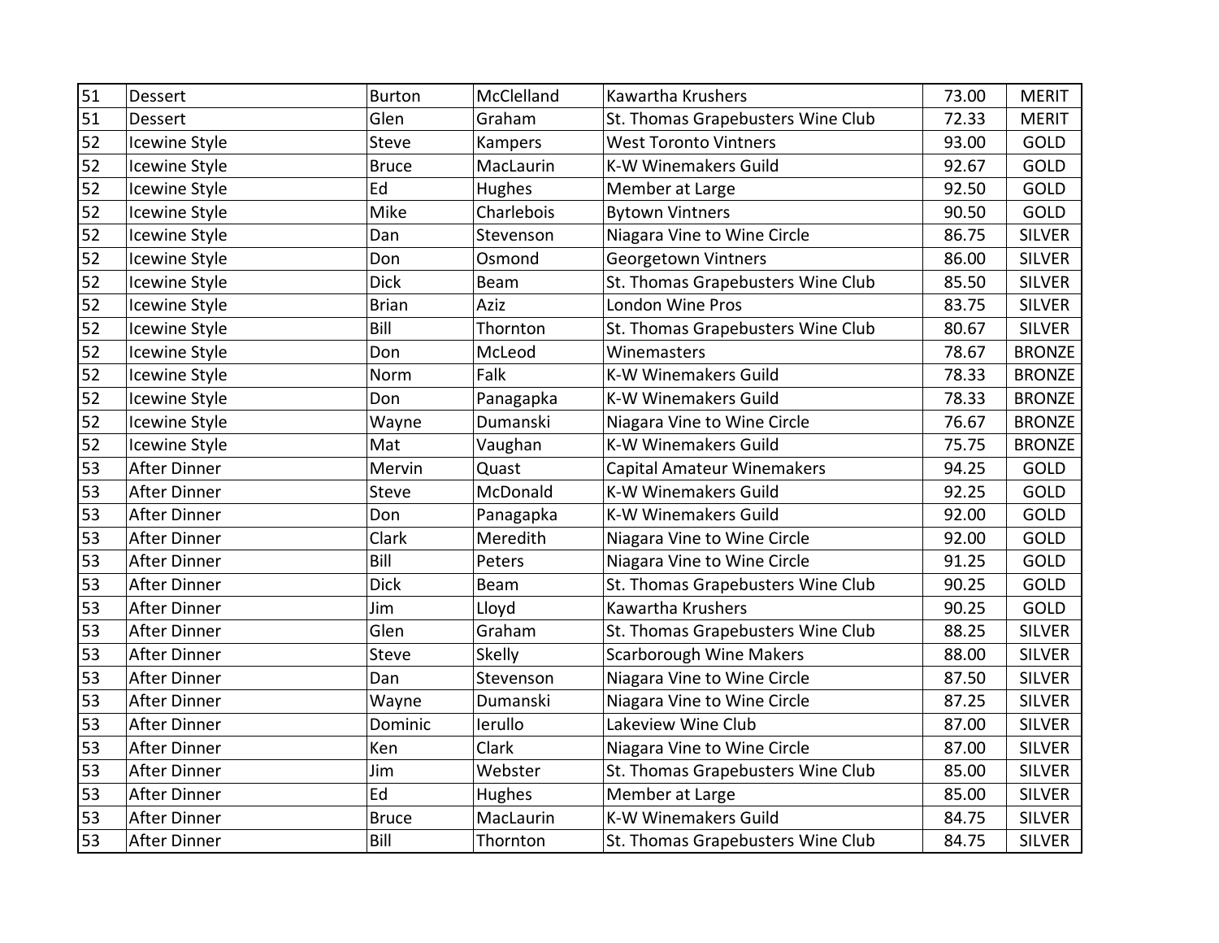| | | | | | | |
|---|---|---|---|---|---|---|
| 51 | Dessert | Burton | McClelland | Kawartha Krushers | 73.00 | MERIT |
| 51 | Dessert | Glen | Graham | St. Thomas Grapebusters Wine Club | 72.33 | MERIT |
| 52 | Icewine Style | Steve | Kampers | West Toronto Vintners | 93.00 | GOLD |
| 52 | Icewine Style | Bruce | MacLaurin | K-W Winemakers Guild | 92.67 | GOLD |
| 52 | Icewine Style | Ed | Hughes | Member at Large | 92.50 | GOLD |
| 52 | Icewine Style | Mike | Charlebois | Bytown Vintners | 90.50 | GOLD |
| 52 | Icewine Style | Dan | Stevenson | Niagara Vine to Wine Circle | 86.75 | SILVER |
| 52 | Icewine Style | Don | Osmond | Georgetown Vintners | 86.00 | SILVER |
| 52 | Icewine Style | Dick | Beam | St. Thomas Grapebusters Wine Club | 85.50 | SILVER |
| 52 | Icewine Style | Brian | Aziz | London Wine Pros | 83.75 | SILVER |
| 52 | Icewine Style | Bill | Thornton | St. Thomas Grapebusters Wine Club | 80.67 | SILVER |
| 52 | Icewine Style | Don | McLeod | Winemasters | 78.67 | BRONZE |
| 52 | Icewine Style | Norm | Falk | K-W Winemakers Guild | 78.33 | BRONZE |
| 52 | Icewine Style | Don | Panagapka | K-W Winemakers Guild | 78.33 | BRONZE |
| 52 | Icewine Style | Wayne | Dumanski | Niagara Vine to Wine Circle | 76.67 | BRONZE |
| 52 | Icewine Style | Mat | Vaughan | K-W Winemakers Guild | 75.75 | BRONZE |
| 53 | After Dinner | Mervin | Quast | Capital Amateur Winemakers | 94.25 | GOLD |
| 53 | After Dinner | Steve | McDonald | K-W Winemakers Guild | 92.25 | GOLD |
| 53 | After Dinner | Don | Panagapka | K-W Winemakers Guild | 92.00 | GOLD |
| 53 | After Dinner | Clark | Meredith | Niagara Vine to Wine Circle | 92.00 | GOLD |
| 53 | After Dinner | Bill | Peters | Niagara Vine to Wine Circle | 91.25 | GOLD |
| 53 | After Dinner | Dick | Beam | St. Thomas Grapebusters Wine Club | 90.25 | GOLD |
| 53 | After Dinner | Jim | Lloyd | Kawartha Krushers | 90.25 | GOLD |
| 53 | After Dinner | Glen | Graham | St. Thomas Grapebusters Wine Club | 88.25 | SILVER |
| 53 | After Dinner | Steve | Skelly | Scarborough Wine Makers | 88.00 | SILVER |
| 53 | After Dinner | Dan | Stevenson | Niagara Vine to Wine Circle | 87.50 | SILVER |
| 53 | After Dinner | Wayne | Dumanski | Niagara Vine to Wine Circle | 87.25 | SILVER |
| 53 | After Dinner | Dominic | Ierullo | Lakeview Wine Club | 87.00 | SILVER |
| 53 | After Dinner | Ken | Clark | Niagara Vine to Wine Circle | 87.00 | SILVER |
| 53 | After Dinner | Jim | Webster | St. Thomas Grapebusters Wine Club | 85.00 | SILVER |
| 53 | After Dinner | Ed | Hughes | Member at Large | 85.00 | SILVER |
| 53 | After Dinner | Bruce | MacLaurin | K-W Winemakers Guild | 84.75 | SILVER |
| 53 | After Dinner | Bill | Thornton | St. Thomas Grapebusters Wine Club | 84.75 | SILVER |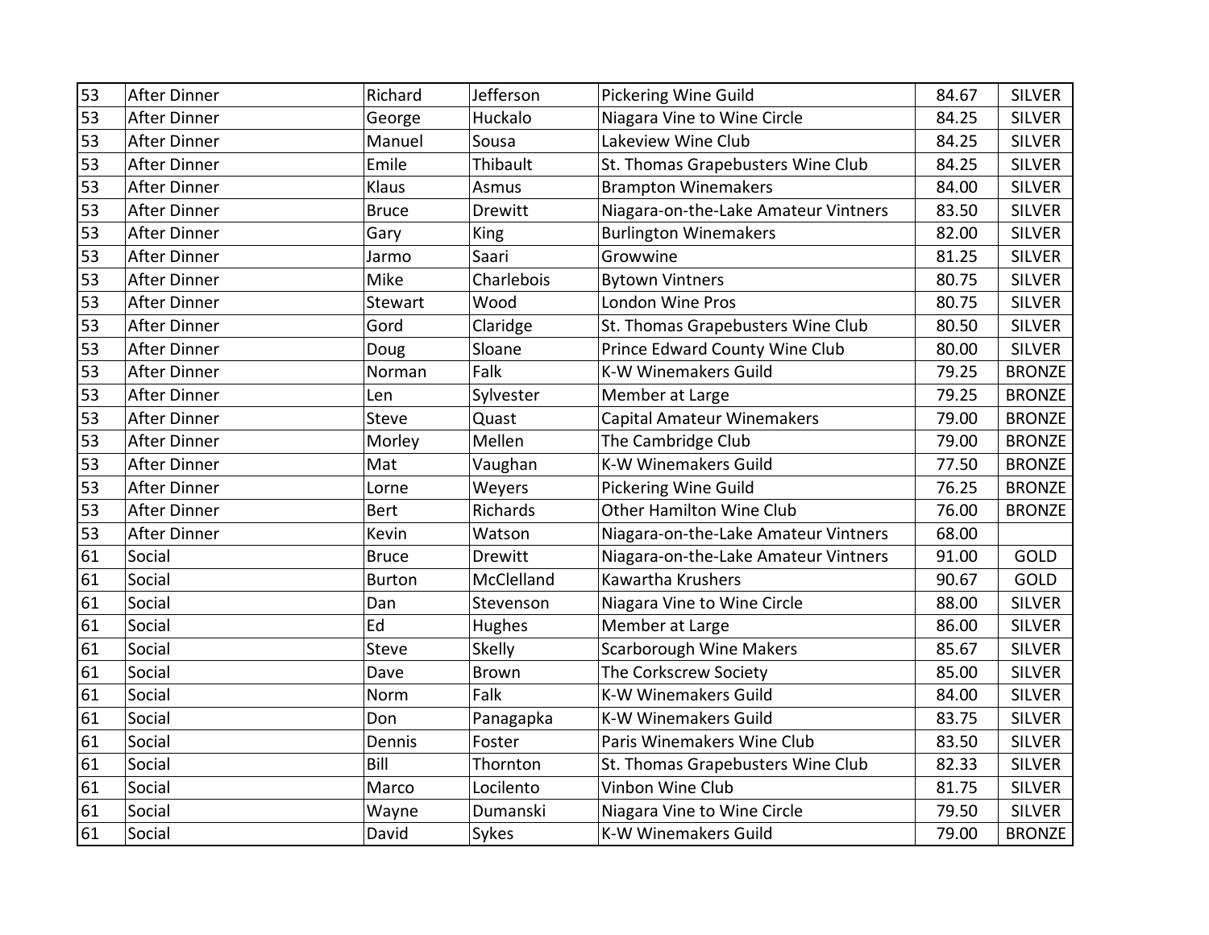| 53 | After Dinner | Richard | Jefferson | Pickering Wine Guild | 84.67 | SILVER |
|---|---|---|---|---|---|---|
| 53 | After Dinner | George | Huckalo | Niagara Vine to Wine Circle | 84.25 | SILVER |
| 53 | After Dinner | Manuel | Sousa | Lakeview Wine Club | 84.25 | SILVER |
| 53 | After Dinner | Emile | Thibault | St. Thomas Grapebusters Wine Club | 84.25 | SILVER |
| 53 | After Dinner | Klaus | Asmus | Brampton Winemakers | 84.00 | SILVER |
| 53 | After Dinner | Bruce | Drewitt | Niagara-on-the-Lake Amateur Vintners | 83.50 | SILVER |
| 53 | After Dinner | Gary | King | Burlington Winemakers | 82.00 | SILVER |
| 53 | After Dinner | Jarmo | Saari | Growwine | 81.25 | SILVER |
| 53 | After Dinner | Mike | Charlebois | Bytown Vintners | 80.75 | SILVER |
| 53 | After Dinner | Stewart | Wood | London Wine Pros | 80.75 | SILVER |
| 53 | After Dinner | Gord | Claridge | St. Thomas Grapebusters Wine Club | 80.50 | SILVER |
| 53 | After Dinner | Doug | Sloane | Prince Edward County Wine Club | 80.00 | SILVER |
| 53 | After Dinner | Norman | Falk | K-W Winemakers Guild | 79.25 | BRONZE |
| 53 | After Dinner | Len | Sylvester | Member at Large | 79.25 | BRONZE |
| 53 | After Dinner | Steve | Quast | Capital Amateur Winemakers | 79.00 | BRONZE |
| 53 | After Dinner | Morley | Mellen | The Cambridge Club | 79.00 | BRONZE |
| 53 | After Dinner | Mat | Vaughan | K-W Winemakers Guild | 77.50 | BRONZE |
| 53 | After Dinner | Lorne | Weyers | Pickering Wine Guild | 76.25 | BRONZE |
| 53 | After Dinner | Bert | Richards | Other Hamilton Wine Club | 76.00 | BRONZE |
| 53 | After Dinner | Kevin | Watson | Niagara-on-the-Lake Amateur Vintners | 68.00 | |
| 61 | Social | Bruce | Drewitt | Niagara-on-the-Lake Amateur Vintners | 91.00 | GOLD |
| 61 | Social | Burton | McClelland | Kawartha Krushers | 90.67 | GOLD |
| 61 | Social | Dan | Stevenson | Niagara Vine to Wine Circle | 88.00 | SILVER |
| 61 | Social | Ed | Hughes | Member at Large | 86.00 | SILVER |
| 61 | Social | Steve | Skelly | Scarborough Wine Makers | 85.67 | SILVER |
| 61 | Social | Dave | Brown | The Corkscrew Society | 85.00 | SILVER |
| 61 | Social | Norm | Falk | K-W Winemakers Guild | 84.00 | SILVER |
| 61 | Social | Don | Panagapka | K-W Winemakers Guild | 83.75 | SILVER |
| 61 | Social | Dennis | Foster | Paris Winemakers Wine Club | 83.50 | SILVER |
| 61 | Social | Bill | Thornton | St. Thomas Grapebusters Wine Club | 82.33 | SILVER |
| 61 | Social | Marco | Locilento | Vinbon Wine Club | 81.75 | SILVER |
| 61 | Social | Wayne | Dumanski | Niagara Vine to Wine Circle | 79.50 | SILVER |
| 61 | Social | David | Sykes | K-W Winemakers Guild | 79.00 | BRONZE |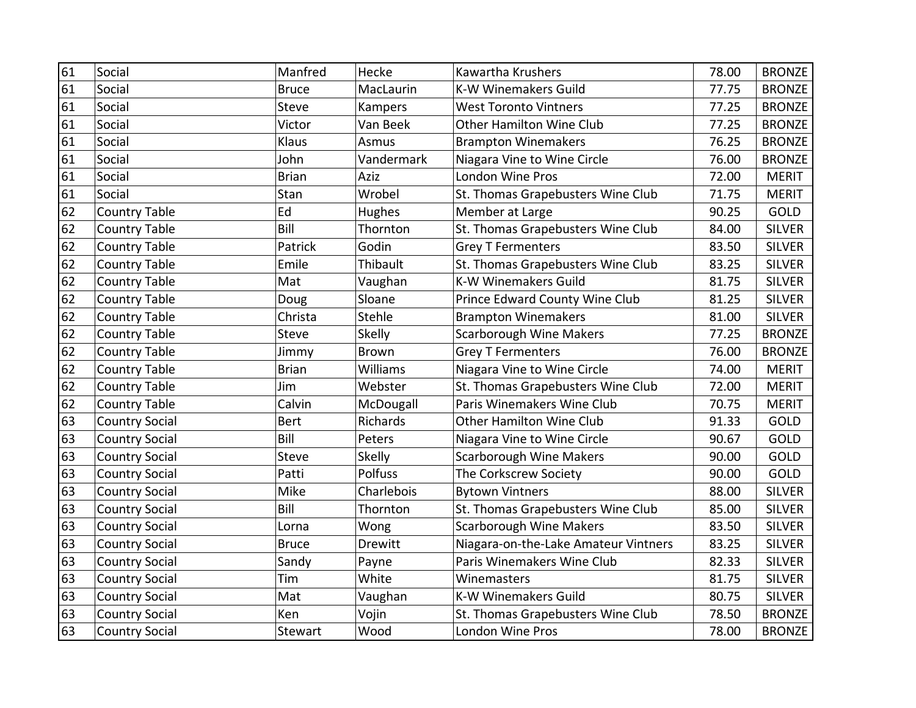| | | | | | | |
|---|---|---|---|---|---|---|
| 61 | Social | Manfred | Hecke | Kawartha Krushers | 78.00 | BRONZE |
| 61 | Social | Bruce | MacLaurin | K-W Winemakers Guild | 77.75 | BRONZE |
| 61 | Social | Steve | Kampers | West Toronto Vintners | 77.25 | BRONZE |
| 61 | Social | Victor | Van Beek | Other Hamilton Wine Club | 77.25 | BRONZE |
| 61 | Social | Klaus | Asmus | Brampton Winemakers | 76.25 | BRONZE |
| 61 | Social | John | Vandermark | Niagara Vine to Wine Circle | 76.00 | BRONZE |
| 61 | Social | Brian | Aziz | London Wine Pros | 72.00 | MERIT |
| 61 | Social | Stan | Wrobel | St. Thomas Grapebusters Wine Club | 71.75 | MERIT |
| 62 | Country Table | Ed | Hughes | Member at Large | 90.25 | GOLD |
| 62 | Country Table | Bill | Thornton | St. Thomas Grapebusters Wine Club | 84.00 | SILVER |
| 62 | Country Table | Patrick | Godin | Grey T Fermenters | 83.50 | SILVER |
| 62 | Country Table | Emile | Thibault | St. Thomas Grapebusters Wine Club | 83.25 | SILVER |
| 62 | Country Table | Mat | Vaughan | K-W Winemakers Guild | 81.75 | SILVER |
| 62 | Country Table | Doug | Sloane | Prince Edward County Wine Club | 81.25 | SILVER |
| 62 | Country Table | Christa | Stehle | Brampton Winemakers | 81.00 | SILVER |
| 62 | Country Table | Steve | Skelly | Scarborough Wine Makers | 77.25 | BRONZE |
| 62 | Country Table | Jimmy | Brown | Grey T Fermenters | 76.00 | BRONZE |
| 62 | Country Table | Brian | Williams | Niagara Vine to Wine Circle | 74.00 | MERIT |
| 62 | Country Table | Jim | Webster | St. Thomas Grapebusters Wine Club | 72.00 | MERIT |
| 62 | Country Table | Calvin | McDougall | Paris Winemakers Wine Club | 70.75 | MERIT |
| 63 | Country Social | Bert | Richards | Other Hamilton Wine Club | 91.33 | GOLD |
| 63 | Country Social | Bill | Peters | Niagara Vine to Wine Circle | 90.67 | GOLD |
| 63 | Country Social | Steve | Skelly | Scarborough Wine Makers | 90.00 | GOLD |
| 63 | Country Social | Patti | Polfuss | The Corkscrew Society | 90.00 | GOLD |
| 63 | Country Social | Mike | Charlebois | Bytown Vintners | 88.00 | SILVER |
| 63 | Country Social | Bill | Thornton | St. Thomas Grapebusters Wine Club | 85.00 | SILVER |
| 63 | Country Social | Lorna | Wong | Scarborough Wine Makers | 83.50 | SILVER |
| 63 | Country Social | Bruce | Drewitt | Niagara-on-the-Lake Amateur Vintners | 83.25 | SILVER |
| 63 | Country Social | Sandy | Payne | Paris Winemakers Wine Club | 82.33 | SILVER |
| 63 | Country Social | Tim | White | Winemasters | 81.75 | SILVER |
| 63 | Country Social | Mat | Vaughan | K-W Winemakers Guild | 80.75 | SILVER |
| 63 | Country Social | Ken | Vojin | St. Thomas Grapebusters Wine Club | 78.50 | BRONZE |
| 63 | Country Social | Stewart | Wood | London Wine Pros | 78.00 | BRONZE |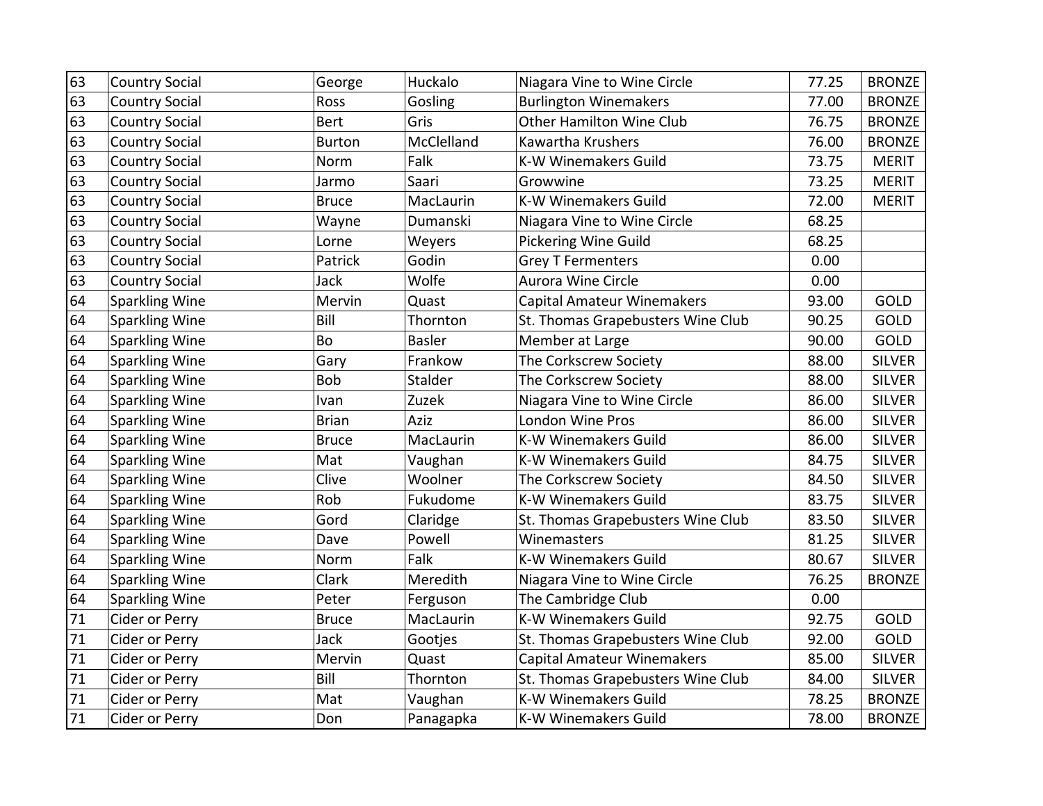| | | | | | | |
|---|---|---|---|---|---|---|
| 63 | Country Social | George | Huckalo | Niagara Vine to Wine Circle | 77.25 | BRONZE |
| 63 | Country Social | Ross | Gosling | Burlington Winemakers | 77.00 | BRONZE |
| 63 | Country Social | Bert | Gris | Other Hamilton Wine Club | 76.75 | BRONZE |
| 63 | Country Social | Burton | McClelland | Kawartha Krushers | 76.00 | BRONZE |
| 63 | Country Social | Norm | Falk | K-W Winemakers Guild | 73.75 | MERIT |
| 63 | Country Social | Jarmo | Saari | Growwine | 73.25 | MERIT |
| 63 | Country Social | Bruce | MacLaurin | K-W Winemakers Guild | 72.00 | MERIT |
| 63 | Country Social | Wayne | Dumanski | Niagara Vine to Wine Circle | 68.25 | |
| 63 | Country Social | Lorne | Weyers | Pickering Wine Guild | 68.25 | |
| 63 | Country Social | Patrick | Godin | Grey T Fermenters | 0.00 | |
| 63 | Country Social | Jack | Wolfe | Aurora Wine Circle | 0.00 | |
| 64 | Sparkling Wine | Mervin | Quast | Capital Amateur Winemakers | 93.00 | GOLD |
| 64 | Sparkling Wine | Bill | Thornton | St. Thomas Grapebusters Wine Club | 90.25 | GOLD |
| 64 | Sparkling Wine | Bo | Basler | Member at Large | 90.00 | GOLD |
| 64 | Sparkling Wine | Gary | Frankow | The Corkscrew Society | 88.00 | SILVER |
| 64 | Sparkling Wine | Bob | Stalder | The Corkscrew Society | 88.00 | SILVER |
| 64 | Sparkling Wine | Ivan | Zuzek | Niagara Vine to Wine Circle | 86.00 | SILVER |
| 64 | Sparkling Wine | Brian | Aziz | London Wine Pros | 86.00 | SILVER |
| 64 | Sparkling Wine | Bruce | MacLaurin | K-W Winemakers Guild | 86.00 | SILVER |
| 64 | Sparkling Wine | Mat | Vaughan | K-W Winemakers Guild | 84.75 | SILVER |
| 64 | Sparkling Wine | Clive | Woolner | The Corkscrew Society | 84.50 | SILVER |
| 64 | Sparkling Wine | Rob | Fukudome | K-W Winemakers Guild | 83.75 | SILVER |
| 64 | Sparkling Wine | Gord | Claridge | St. Thomas Grapebusters Wine Club | 83.50 | SILVER |
| 64 | Sparkling Wine | Dave | Powell | Winemasters | 81.25 | SILVER |
| 64 | Sparkling Wine | Norm | Falk | K-W Winemakers Guild | 80.67 | SILVER |
| 64 | Sparkling Wine | Clark | Meredith | Niagara Vine to Wine Circle | 76.25 | BRONZE |
| 64 | Sparkling Wine | Peter | Ferguson | The Cambridge Club | 0.00 | |
| 71 | Cider or Perry | Bruce | MacLaurin | K-W Winemakers Guild | 92.75 | GOLD |
| 71 | Cider or Perry | Jack | Gootjes | St. Thomas Grapebusters Wine Club | 92.00 | GOLD |
| 71 | Cider or Perry | Mervin | Quast | Capital Amateur Winemakers | 85.00 | SILVER |
| 71 | Cider or Perry | Bill | Thornton | St. Thomas Grapebusters Wine Club | 84.00 | SILVER |
| 71 | Cider or Perry | Mat | Vaughan | K-W Winemakers Guild | 78.25 | BRONZE |
| 71 | Cider or Perry | Don | Panagapka | K-W Winemakers Guild | 78.00 | BRONZE |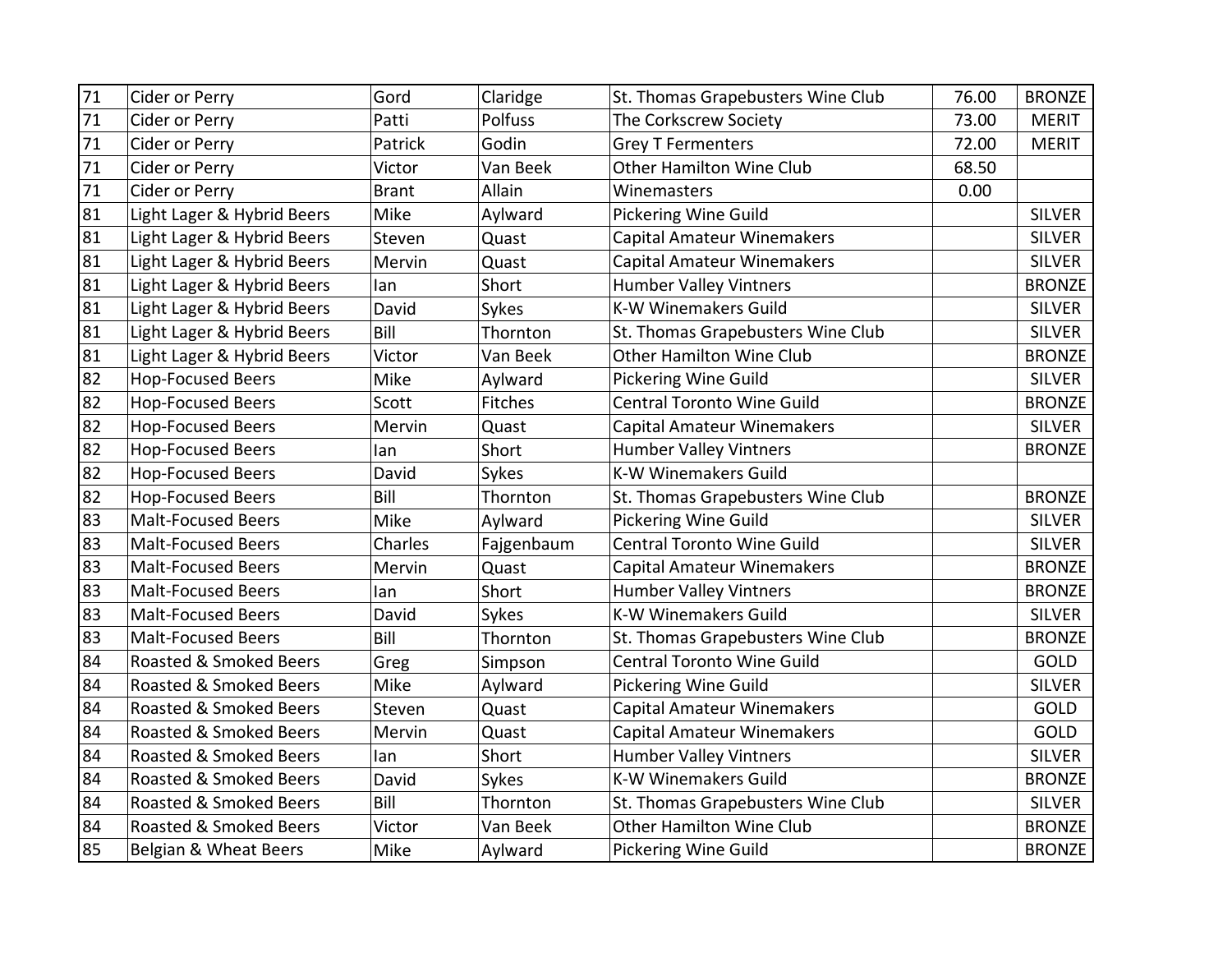| | | | | | | |
|---|---|---|---|---|---|---|
| 71 | Cider or Perry | Gord | Claridge | St. Thomas Grapebusters Wine Club | 76.00 | BRONZE |
| 71 | Cider or Perry | Patti | Polfuss | The Corkscrew Society | 73.00 | MERIT |
| 71 | Cider or Perry | Patrick | Godin | Grey T Fermenters | 72.00 | MERIT |
| 71 | Cider or Perry | Victor | Van Beek | Other Hamilton Wine Club | 68.50 | |
| 71 | Cider or Perry | Brant | Allain | Winemasters | 0.00 | |
| 81 | Light Lager & Hybrid Beers | Mike | Aylward | Pickering Wine Guild | | SILVER |
| 81 | Light Lager & Hybrid Beers | Steven | Quast | Capital Amateur Winemakers | | SILVER |
| 81 | Light Lager & Hybrid Beers | Mervin | Quast | Capital Amateur Winemakers | | SILVER |
| 81 | Light Lager & Hybrid Beers | Ian | Short | Humber Valley Vintners | | BRONZE |
| 81 | Light Lager & Hybrid Beers | David | Sykes | K-W Winemakers Guild | | SILVER |
| 81 | Light Lager & Hybrid Beers | Bill | Thornton | St. Thomas Grapebusters Wine Club | | SILVER |
| 81 | Light Lager & Hybrid Beers | Victor | Van Beek | Other Hamilton Wine Club | | BRONZE |
| 82 | Hop-Focused Beers | Mike | Aylward | Pickering Wine Guild | | SILVER |
| 82 | Hop-Focused Beers | Scott | Fitches | Central Toronto Wine Guild | | BRONZE |
| 82 | Hop-Focused Beers | Mervin | Quast | Capital Amateur Winemakers | | SILVER |
| 82 | Hop-Focused Beers | Ian | Short | Humber Valley Vintners | | BRONZE |
| 82 | Hop-Focused Beers | David | Sykes | K-W Winemakers Guild | | |
| 82 | Hop-Focused Beers | Bill | Thornton | St. Thomas Grapebusters Wine Club | | BRONZE |
| 83 | Malt-Focused Beers | Mike | Aylward | Pickering Wine Guild | | SILVER |
| 83 | Malt-Focused Beers | Charles | Fajgenbaum | Central Toronto Wine Guild | | SILVER |
| 83 | Malt-Focused Beers | Mervin | Quast | Capital Amateur Winemakers | | BRONZE |
| 83 | Malt-Focused Beers | Ian | Short | Humber Valley Vintners | | BRONZE |
| 83 | Malt-Focused Beers | David | Sykes | K-W Winemakers Guild | | SILVER |
| 83 | Malt-Focused Beers | Bill | Thornton | St. Thomas Grapebusters Wine Club | | BRONZE |
| 84 | Roasted & Smoked Beers | Greg | Simpson | Central Toronto Wine Guild | | GOLD |
| 84 | Roasted & Smoked Beers | Mike | Aylward | Pickering Wine Guild | | SILVER |
| 84 | Roasted & Smoked Beers | Steven | Quast | Capital Amateur Winemakers | | GOLD |
| 84 | Roasted & Smoked Beers | Mervin | Quast | Capital Amateur Winemakers | | GOLD |
| 84 | Roasted & Smoked Beers | Ian | Short | Humber Valley Vintners | | SILVER |
| 84 | Roasted & Smoked Beers | David | Sykes | K-W Winemakers Guild | | BRONZE |
| 84 | Roasted & Smoked Beers | Bill | Thornton | St. Thomas Grapebusters Wine Club | | SILVER |
| 84 | Roasted & Smoked Beers | Victor | Van Beek | Other Hamilton Wine Club | | BRONZE |
| 85 | Belgian & Wheat Beers | Mike | Aylward | Pickering Wine Guild | | BRONZE |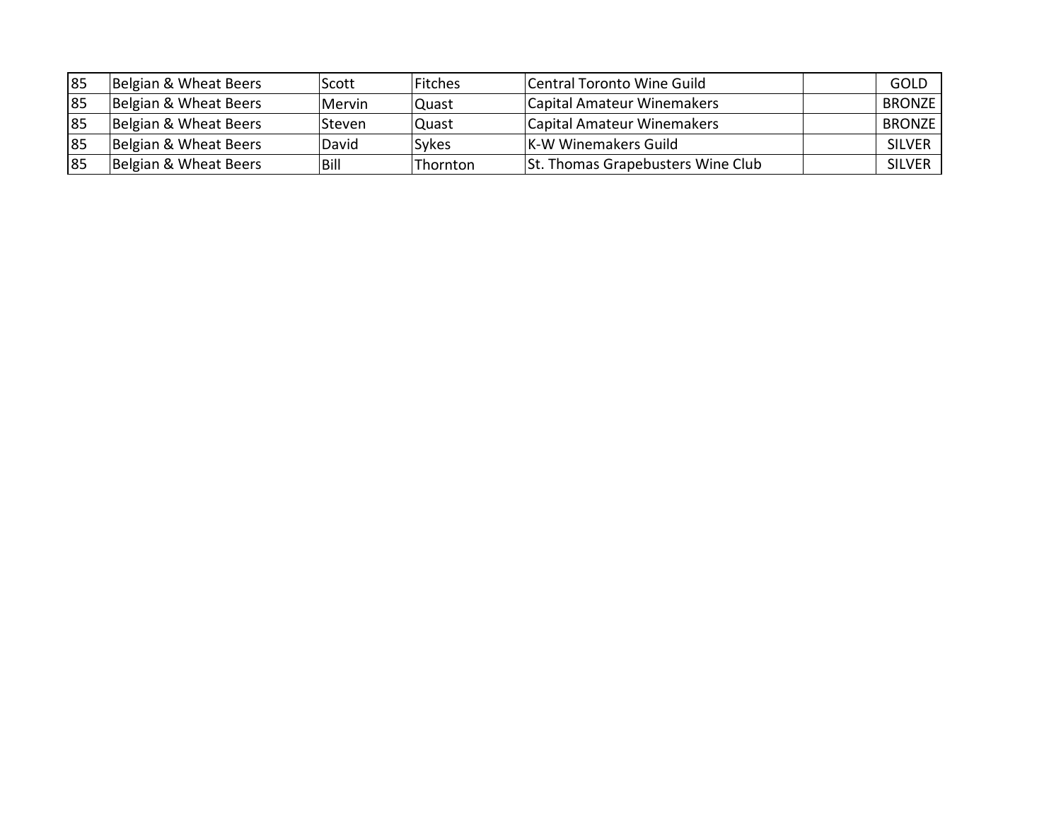| | | | | | | |
|---|---|---|---|---|---|---|
| 85 | Belgian & Wheat Beers | Scott | Fitches | Central Toronto Wine Guild | | GOLD |
| 85 | Belgian & Wheat Beers | Mervin | Quast | Capital Amateur Winemakers | | BRONZE |
| 85 | Belgian & Wheat Beers | Steven | Quast | Capital Amateur Winemakers | | BRONZE |
| 85 | Belgian & Wheat Beers | David | Sykes | K-W Winemakers Guild | | SILVER |
| 85 | Belgian & Wheat Beers | Bill | Thornton | St. Thomas Grapebusters Wine Club | | SILVER |